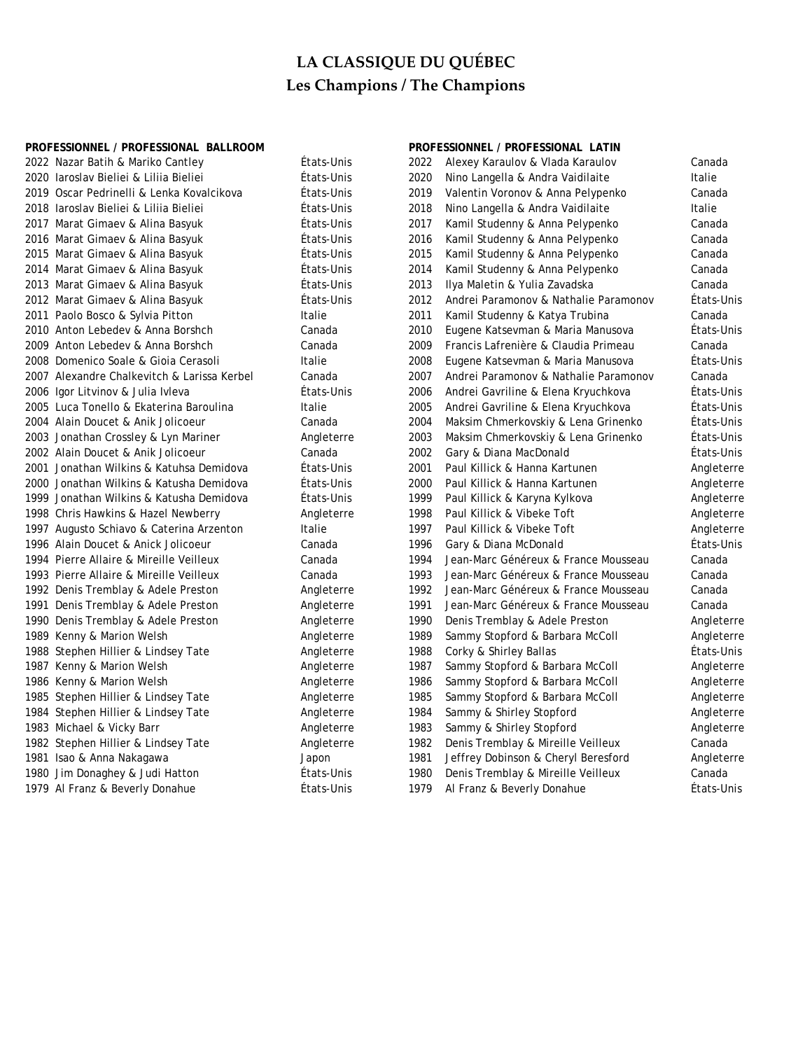# LA CLASSIQUE DU QUÉBEC

## Les Champions / The Champions

**PROFESSIONNEL / PROFESSIONAL BALLROOM**

| Year | Champions | Country |
|---|---|---|
| 2022 | Nazar Batih & Mariko Cantley | États-Unis |
| 2020 | Iaroslav Bieliei & Liliia Bieliei | États-Unis |
| 2019 | Oscar Pedrinelli & Lenka Kovalcikova | États-Unis |
| 2018 | Iaroslav Bieliei & Liliia Bieliei | États-Unis |
| 2017 | Marat Gimaev & Alina Basyuk | États-Unis |
| 2016 | Marat Gimaev & Alina Basyuk | États-Unis |
| 2015 | Marat Gimaev & Alina Basyuk | États-Unis |
| 2014 | Marat Gimaev & Alina Basyuk | États-Unis |
| 2013 | Marat Gimaev & Alina Basyuk | États-Unis |
| 2012 | Marat Gimaev & Alina Basyuk | États-Unis |
| 2011 | Paolo Bosco & Sylvia Pitton | Italie |
| 2010 | Anton Lebedev & Anna Borshch | Canada |
| 2009 | Anton Lebedev & Anna Borshch | Canada |
| 2008 | Domenico Soale & Gioia Cerasoli | Italie |
| 2007 | Alexandre Chalkevitch & Larissa Kerbel | Canada |
| 2006 | Igor Litvinov & Julia Ivleva | États-Unis |
| 2005 | Luca Tonello & Ekaterina Baroulina | Italie |
| 2004 | Alain Doucet & Anik Jolicoeur | Canada |
| 2003 | Jonathan Crossley & Lyn Mariner | Angleterre |
| 2002 | Alain Doucet & Anik Jolicoeur | Canada |
| 2001 | Jonathan Wilkins & Katuhsa Demidova | États-Unis |
| 2000 | Jonathan Wilkins & Katusha Demidova | États-Unis |
| 1999 | Jonathan Wilkins & Katusha Demidova | États-Unis |
| 1998 | Chris Hawkins & Hazel Newberry | Angleterre |
| 1997 | Augusto Schiavo & Caterina Arzenton | Italie |
| 1996 | Alain Doucet & Anick Jolicoeur | Canada |
| 1994 | Pierre Allaire & Mireille Veilleux | Canada |
| 1993 | Pierre Allaire & Mireille Veilleux | Canada |
| 1992 | Denis Tremblay & Adele Preston | Angleterre |
| 1991 | Denis Tremblay & Adele Preston | Angleterre |
| 1990 | Denis Tremblay & Adele Preston | Angleterre |
| 1989 | Kenny & Marion Welsh | Angleterre |
| 1988 | Stephen Hillier & Lindsey Tate | Angleterre |
| 1987 | Kenny & Marion Welsh | Angleterre |
| 1986 | Kenny & Marion Welsh | Angleterre |
| 1985 | Stephen Hillier & Lindsey Tate | Angleterre |
| 1984 | Stephen Hillier & Lindsey Tate | Angleterre |
| 1983 | Michael & Vicky Barr | Angleterre |
| 1982 | Stephen Hillier & Lindsey Tate | Angleterre |
| 1981 | Isao & Anna Nakagawa | Japon |
| 1980 | Jim Donaghey & Judi Hatton | États-Unis |
| 1979 | Al Franz & Beverly Donahue | États-Unis |

**PROFESSIONNEL / PROFESSIONAL LATIN**

| Year | Champions | Country |
|---|---|---|
| 2022 | Alexey Karaulov & Vlada Karaulov | Canada |
| 2020 | Nino Langella & Andra Vaidilaite | Italie |
| 2019 | Valentin Voronov & Anna Pelypenko | Canada |
| 2018 | Nino Langella & Andra Vaidilaite | Italie |
| 2017 | Kamil Studenny & Anna Pelypenko | Canada |
| 2016 | Kamil Studenny & Anna Pelypenko | Canada |
| 2015 | Kamil Studenny & Anna Pelypenko | Canada |
| 2014 | Kamil Studenny & Anna Pelypenko | Canada |
| 2013 | Ilya Maletin & Yulia Zavadska | Canada |
| 2012 | Andrei Paramonov & Nathalie Paramonov | États-Unis |
| 2011 | Kamil Studenny & Katya Trubina | Canada |
| 2010 | Eugene Katsevman & Maria Manusova | États-Unis |
| 2009 | Francis Lafrenière & Claudia Primeau | Canada |
| 2008 | Eugene Katsevman & Maria Manusova | États-Unis |
| 2007 | Andrei Paramonov & Nathalie Paramonov | Canada |
| 2006 | Andrei Gavriline & Elena Kryuchkova | États-Unis |
| 2005 | Andrei Gavriline & Elena Kryuchkova | États-Unis |
| 2004 | Maksim Chmerkovskiy & Lena Grinenko | États-Unis |
| 2003 | Maksim Chmerkovskiy & Lena Grinenko | États-Unis |
| 2002 | Gary & Diana MacDonald | États-Unis |
| 2001 | Paul Killick & Hanna Kartunen | Angleterre |
| 2000 | Paul Killick & Hanna Kartunen | Angleterre |
| 1999 | Paul Killick & Karyna Kylkova | Angleterre |
| 1998 | Paul Killick & Vibeke Toft | Angleterre |
| 1997 | Paul Killick & Vibeke Toft | Angleterre |
| 1996 | Gary & Diana McDonald | États-Unis |
| 1994 | Jean-Marc Généreux & France Mousseau | Canada |
| 1993 | Jean-Marc Généreux & France Mousseau | Canada |
| 1992 | Jean-Marc Généreux & France Mousseau | Canada |
| 1991 | Jean-Marc Généreux & France Mousseau | Canada |
| 1990 | Denis Tremblay & Adele Preston | Angleterre |
| 1989 | Sammy Stopford & Barbara McColl | Angleterre |
| 1988 | Corky & Shirley Ballas | États-Unis |
| 1987 | Sammy Stopford & Barbara McColl | Angleterre |
| 1986 | Sammy Stopford & Barbara McColl | Angleterre |
| 1985 | Sammy Stopford & Barbara McColl | Angleterre |
| 1984 | Sammy & Shirley Stopford | Angleterre |
| 1983 | Sammy & Shirley Stopford | Angleterre |
| 1982 | Denis Tremblay & Mireille Veilleux | Canada |
| 1981 | Jeffrey Dobinson & Cheryl Beresford | Angleterre |
| 1980 | Denis Tremblay & Mireille Veilleux | Canada |
| 1979 | Al Franz & Beverly Donahue | États-Unis |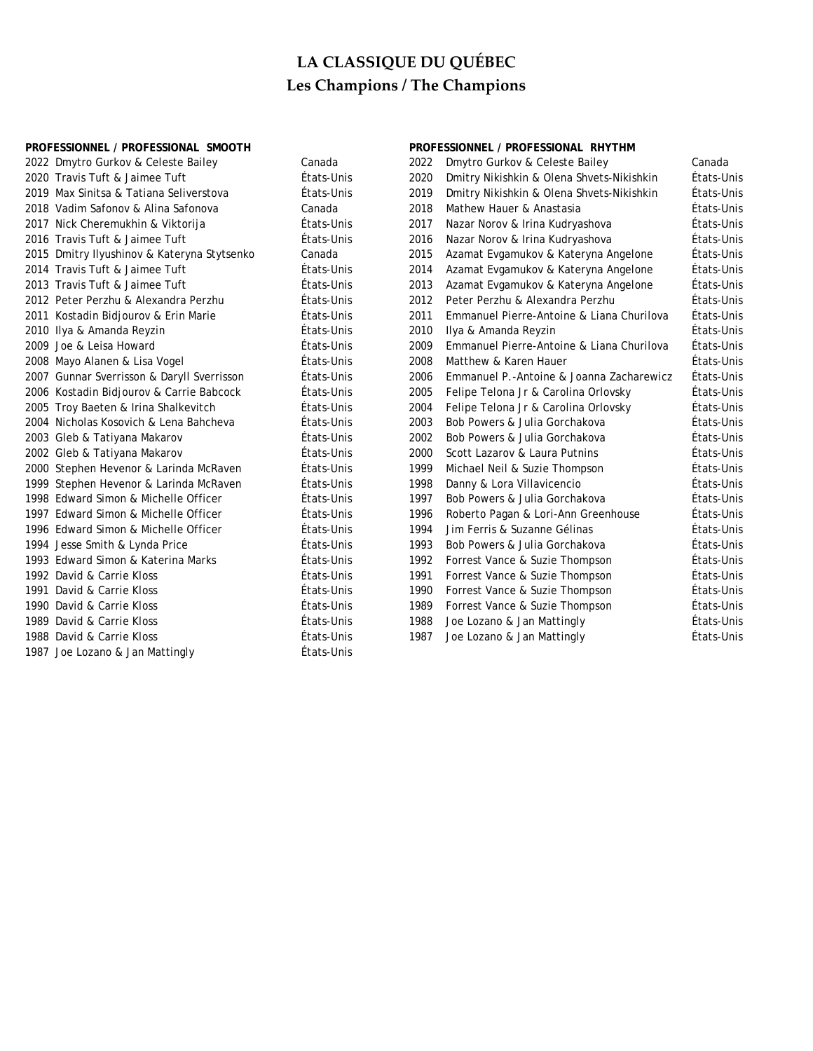# LA CLASSIQUE DU QUÉBEC
## Les Champions / The Champions

**PROFESSIONNEL / PROFESSIONAL SMOOTH**

| Année | Champions | Pays |
|---|---|---|
| 2022 | Dmytro Gurkov & Celeste Bailey | Canada |
| 2020 | Travis Tuft & Jaimee Tuft | États-Unis |
| 2019 | Max Sinitsa & Tatiana Seliverstova | États-Unis |
| 2018 | Vadim Safonov & Alina Safonova | Canada |
| 2017 | Nick Cheremukhin & Viktorija | États-Unis |
| 2016 | Travis Tuft & Jaimee Tuft | États-Unis |
| 2015 | Dmitry Ilyushinov & Kateryna Stytsenko | Canada |
| 2014 | Travis Tuft & Jaimee Tuft | États-Unis |
| 2013 | Travis Tuft & Jaimee Tuft | États-Unis |
| 2012 | Peter Perzhu & Alexandra Perzhu | États-Unis |
| 2011 | Kostadin Bidjourov & Erin Marie | États-Unis |
| 2010 | Ilya & Amanda Reyzin | États-Unis |
| 2009 | Joe & Leisa Howard | États-Unis |
| 2008 | Mayo Alanen & Lisa Vogel | États-Unis |
| 2007 | Gunnar Sverrisson & Daryll Sverrisson | États-Unis |
| 2006 | Kostadin Bidjourov & Carrie Babcock | États-Unis |
| 2005 | Troy Baeten & Irina Shalkevitch | États-Unis |
| 2004 | Nicholas Kosovich & Lena Bahcheva | États-Unis |
| 2003 | Gleb & Tatiyana Makarov | États-Unis |
| 2002 | Gleb & Tatiyana Makarov | États-Unis |
| 2000 | Stephen Hevenor & Larinda McRaven | États-Unis |
| 1999 | Stephen Hevenor & Larinda McRaven | États-Unis |
| 1998 | Edward Simon & Michelle Officer | États-Unis |
| 1997 | Edward Simon & Michelle Officer | États-Unis |
| 1996 | Edward Simon & Michelle Officer | États-Unis |
| 1994 | Jesse Smith & Lynda Price | États-Unis |
| 1993 | Edward Simon & Katerina Marks | États-Unis |
| 1992 | David & Carrie Kloss | États-Unis |
| 1991 | David & Carrie Kloss | États-Unis |
| 1990 | David & Carrie Kloss | États-Unis |
| 1989 | David & Carrie Kloss | États-Unis |
| 1988 | David & Carrie Kloss | États-Unis |
| 1987 | Joe Lozano & Jan Mattingly | États-Unis |

**PROFESSIONNEL / PROFESSIONAL RHYTHM**

| Année | Champions | Pays |
|---|---|---|
| 2022 | Dmytro Gurkov & Celeste Bailey | Canada |
| 2020 | Dmitry Nikishkin & Olena Shvets-Nikishkin | États-Unis |
| 2019 | Dmitry Nikishkin & Olena Shvets-Nikishkin | États-Unis |
| 2018 | Mathew Hauer & Anastasia | États-Unis |
| 2017 | Nazar Norov & Irina Kudryashova | États-Unis |
| 2016 | Nazar Norov & Irina Kudryashova | États-Unis |
| 2015 | Azamat Evgamukov & Kateryna Angelone | États-Unis |
| 2014 | Azamat Evgamukov & Kateryna Angelone | États-Unis |
| 2013 | Azamat Evgamukov & Kateryna Angelone | États-Unis |
| 2012 | Peter Perzhu & Alexandra Perzhu | États-Unis |
| 2011 | Emmanuel Pierre-Antoine & Liana Churilova | États-Unis |
| 2010 | Ilya & Amanda Reyzin | États-Unis |
| 2009 | Emmanuel Pierre-Antoine & Liana Churilova | États-Unis |
| 2008 | Matthew & Karen Hauer | États-Unis |
| 2006 | Emmanuel P.-Antoine & Joanna Zacharewicz | États-Unis |
| 2005 | Felipe Telona Jr & Carolina Orlovsky | États-Unis |
| 2004 | Felipe Telona Jr & Carolina Orlovsky | États-Unis |
| 2003 | Bob Powers & Julia Gorchakova | États-Unis |
| 2002 | Bob Powers & Julia Gorchakova | États-Unis |
| 2000 | Scott Lazarov & Laura Putnins | États-Unis |
| 1999 | Michael Neil & Suzie Thompson | États-Unis |
| 1998 | Danny & Lora Villavicencio | États-Unis |
| 1997 | Bob Powers & Julia Gorchakova | États-Unis |
| 1996 | Roberto Pagan & Lori-Ann Greenhouse | États-Unis |
| 1994 | Jim Ferris & Suzanne Gélinas | États-Unis |
| 1993 | Bob Powers & Julia Gorchakova | États-Unis |
| 1992 | Forrest Vance & Suzie Thompson | États-Unis |
| 1991 | Forrest Vance & Suzie Thompson | États-Unis |
| 1990 | Forrest Vance & Suzie Thompson | États-Unis |
| 1989 | Forrest Vance & Suzie Thompson | États-Unis |
| 1988 | Joe Lozano & Jan Mattingly | États-Unis |
| 1987 | Joe Lozano & Jan Mattingly | États-Unis |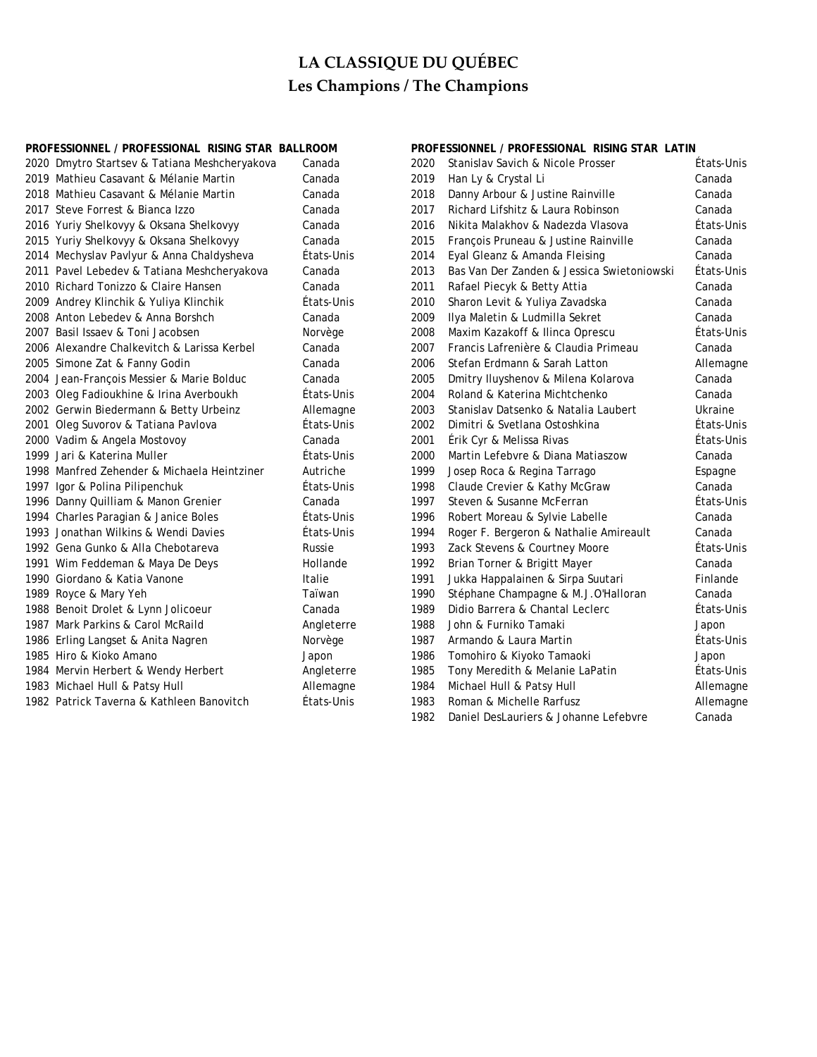# LA CLASSIQUE DU QUÉBEC

## Les Champions / The Champions

**PROFESSIONNEL / PROFESSIONAL RISING STAR BALLROOM**

| Année | Champions | Pays |
|---|---|---|
| 2020 | Dmytro Startsev & Tatiana Meshcheryakova | Canada |
| 2019 | Mathieu Casavant & Mélanie Martin | Canada |
| 2018 | Mathieu Casavant & Mélanie Martin | Canada |
| 2017 | Steve Forrest & Bianca Izzo | Canada |
| 2016 | Yuriy Shelkovyy & Oksana Shelkovyy | Canada |
| 2015 | Yuriy Shelkovyy & Oksana Shelkovyy | Canada |
| 2014 | Mechyslav Pavlyur & Anna Chaldysheva | États-Unis |
| 2011 | Pavel Lebedev & Tatiana Meshcheryakova | Canada |
| 2010 | Richard Tonizzo & Claire Hansen | Canada |
| 2009 | Andrey Klinchik & Yuliya Klinchik | États-Unis |
| 2008 | Anton Lebedev & Anna Borshch | Canada |
| 2007 | Basil Issaev & Toni Jacobsen | Norvège |
| 2006 | Alexandre Chalkevitch & Larissa Kerbel | Canada |
| 2005 | Simone Zat & Fanny Godin | Canada |
| 2004 | Jean-François Messier & Marie Bolduc | Canada |
| 2003 | Oleg Fadioukhine & Irina Averboukh | États-Unis |
| 2002 | Gerwin Biedermann & Betty Urbeinz | Allemagne |
| 2001 | Oleg Suvorov & Tatiana Pavlova | États-Unis |
| 2000 | Vadim & Angela Mostovoy | Canada |
| 1999 | Jari & Katerina Muller | États-Unis |
| 1998 | Manfred Zehender & Michaela Heintziner | Autriche |
| 1997 | Igor & Polina Pilipenchuk | États-Unis |
| 1996 | Danny Quilliam & Manon Grenier | Canada |
| 1994 | Charles Paragian & Janice Boles | États-Unis |
| 1993 | Jonathan Wilkins & Wendi Davies | États-Unis |
| 1992 | Gena Gunko & Alla Chebotareva | Russie |
| 1991 | Wim Feddeman & Maya De Deys | Hollande |
| 1990 | Giordano & Katia Vanone | Italie |
| 1989 | Royce & Mary Yeh | Taïwan |
| 1988 | Benoit Drolet & Lynn Jolicoeur | Canada |
| 1987 | Mark Parkins & Carol McRaild | Angleterre |
| 1986 | Erling Langset & Anita Nagren | Norvège |
| 1985 | Hiro & Kioko Amano | Japon |
| 1984 | Mervin Herbert & Wendy Herbert | Angleterre |
| 1983 | Michael Hull & Patsy Hull | Allemagne |
| 1982 | Patrick Taverna & Kathleen Banovitch | États-Unis |

**PROFESSIONNEL / PROFESSIONAL RISING STAR LATIN**

| Année | Champions | Pays |
|---|---|---|
| 2020 | Stanislav Savich & Nicole Prosser | États-Unis |
| 2019 | Han Ly & Crystal Li | Canada |
| 2018 | Danny Arbour & Justine Rainville | Canada |
| 2017 | Richard Lifshitz & Laura Robinson | Canada |
| 2016 | Nikita Malakhov & Nadezda Vlasova | États-Unis |
| 2015 | François Pruneau & Justine Rainville | Canada |
| 2014 | Eyal Gleanz & Amanda Fleising | Canada |
| 2013 | Bas Van Der Zanden & Jessica Swietoniowski | États-Unis |
| 2011 | Rafael Piecyk & Betty Attia | Canada |
| 2010 | Sharon Levit & Yuliya Zavadska | Canada |
| 2009 | Ilya Maletin & Ludmilla Sekret | Canada |
| 2008 | Maxim Kazakoff & Ilinca Oprescu | États-Unis |
| 2007 | Francis Lafrenière & Claudia Primeau | Canada |
| 2006 | Stefan Erdmann & Sarah Latton | Allemagne |
| 2005 | Dmitry Iluyshenov & Milena Kolarova | Canada |
| 2004 | Roland & Katerina Michtchenko | Canada |
| 2003 | Stanislav Datsenko & Natalia Laubert | Ukraine |
| 2002 | Dimitri & Svetlana Ostoshkina | États-Unis |
| 2001 | Érik Cyr & Melissa Rivas | États-Unis |
| 2000 | Martin Lefebvre & Diana Matiaszow | Canada |
| 1999 | Josep Roca & Regina Tarrago | Espagne |
| 1998 | Claude Crevier & Kathy McGraw | Canada |
| 1997 | Steven & Susanne McFerran | États-Unis |
| 1996 | Robert Moreau & Sylvie Labelle | Canada |
| 1994 | Roger F. Bergeron & Nathalie Amireault | Canada |
| 1993 | Zack Stevens & Courtney Moore | États-Unis |
| 1992 | Brian Torner & Brigitt Mayer | Canada |
| 1991 | Jukka Happalainen & Sirpa Suutari | Finlande |
| 1990 | Stéphane Champagne & M.J.O'Halloran | Canada |
| 1989 | Didio Barrera & Chantal Leclerc | États-Unis |
| 1988 | John & Furniko Tamaki | Japon |
| 1987 | Armando & Laura Martin | États-Unis |
| 1986 | Tomohiro & Kiyoko Tamaoki | Japon |
| 1985 | Tony Meredith & Melanie LaPatin | États-Unis |
| 1984 | Michael Hull & Patsy Hull | Allemagne |
| 1983 | Roman & Michelle Rarfusz | Allemagne |
| 1982 | Daniel DesLauriers & Johanne Lefebvre | Canada |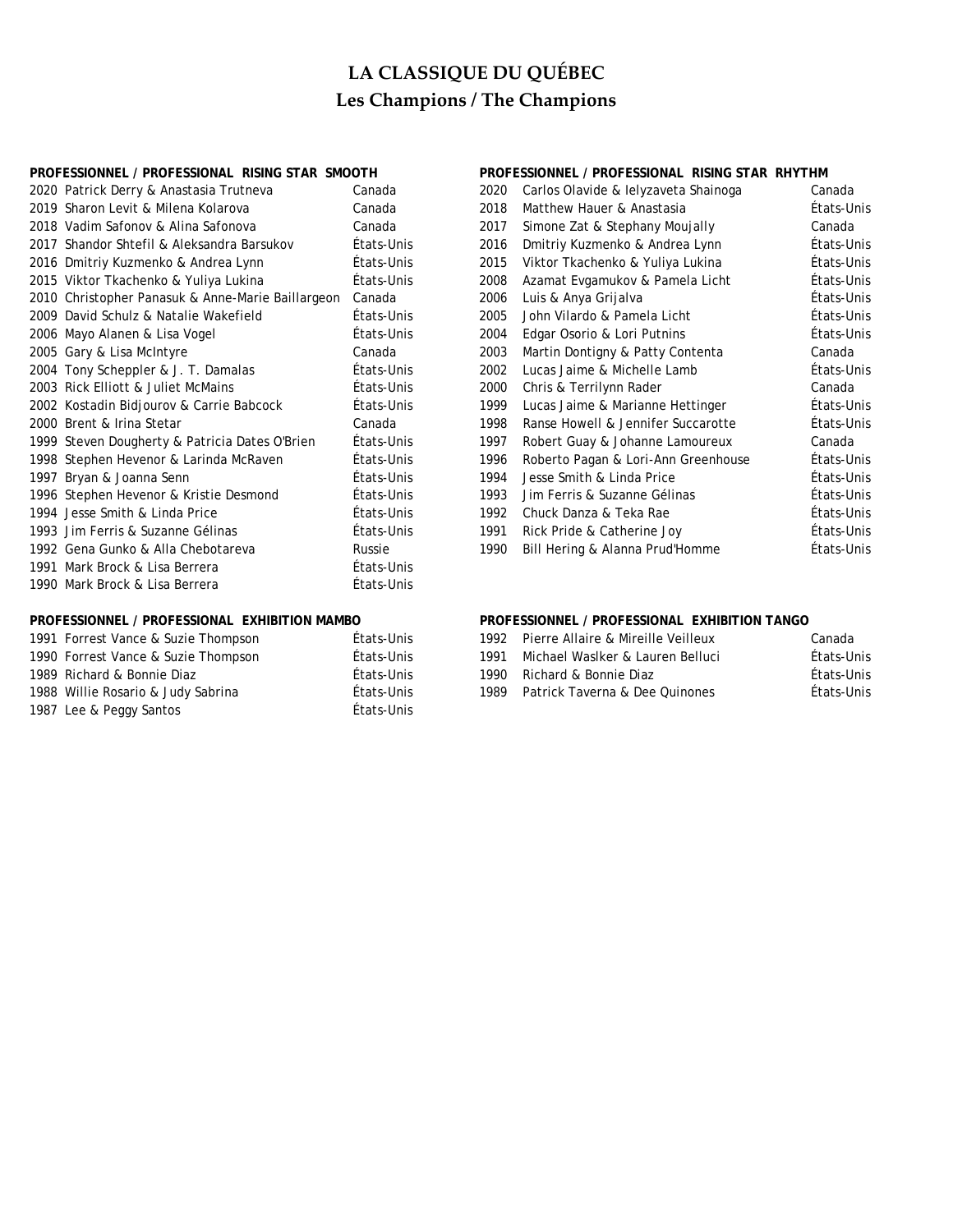# LA CLASSIQUE DU QUÉBEC

## Les Champions / The Champions

### PROFESSIONNEL / PROFESSIONAL RISING STAR SMOOTH

| Année | Champions | Pays |
|---|---|---|
| 2020 | Patrick Derry & Anastasia Trutneva | Canada |
| 2019 | Sharon Levit & Milena Kolarova | Canada |
| 2018 | Vadim Safonov & Alina Safonova | Canada |
| 2017 | Shandor Shtefil & Aleksandra Barsukov | États-Unis |
| 2016 | Dmitriy Kuzmenko & Andrea Lynn | États-Unis |
| 2015 | Viktor Tkachenko & Yuliya Lukina | États-Unis |
| 2010 | Christopher Panasuk & Anne-Marie Baillargeon | Canada |
| 2009 | David Schulz & Natalie Wakefield | États-Unis |
| 2006 | Mayo Alanen & Lisa Vogel | États-Unis |
| 2005 | Gary & Lisa McIntyre | Canada |
| 2004 | Tony Scheppler & J. T. Damalas | États-Unis |
| 2003 | Rick Elliott & Juliet McMains | États-Unis |
| 2002 | Kostadin Bidjourov & Carrie Babcock | États-Unis |
| 2000 | Brent & Irina Stetar | Canada |
| 1999 | Steven Dougherty & Patricia Dates O'Brien | États-Unis |
| 1998 | Stephen Hevenor & Larinda McRaven | États-Unis |
| 1997 | Bryan & Joanna Senn | États-Unis |
| 1996 | Stephen Hevenor & Kristie Desmond | États-Unis |
| 1994 | Jesse Smith & Linda Price | États-Unis |
| 1993 | Jim Ferris & Suzanne Gélinas | États-Unis |
| 1992 | Gena Gunko & Alla Chebotareva | Russie |
| 1991 | Mark Brock & Lisa Berrera | États-Unis |
| 1990 | Mark Brock & Lisa Berrera | États-Unis |

### PROFESSIONNEL / PROFESSIONAL RISING STAR RHYTHM

| Année | Champions | Pays |
|---|---|---|
| 2020 | Carlos Olavide & Ielyzaveta Shainoga | Canada |
| 2018 | Matthew Hauer & Anastasia | États-Unis |
| 2017 | Simone Zat & Stephany Moujally | Canada |
| 2016 | Dmitriy Kuzmenko & Andrea Lynn | États-Unis |
| 2015 | Viktor Tkachenko & Yuliya Lukina | États-Unis |
| 2008 | Azamat Evgamukov & Pamela Licht | États-Unis |
| 2006 | Luis & Anya Grijalva | États-Unis |
| 2005 | John Vilardo & Pamela Licht | États-Unis |
| 2004 | Edgar Osorio & Lori Putnins | États-Unis |
| 2003 | Martin Dontigny & Patty Contenta | Canada |
| 2002 | Lucas Jaime & Michelle Lamb | États-Unis |
| 2000 | Chris & Terrilynn Rader | Canada |
| 1999 | Lucas Jaime & Marianne Hettinger | États-Unis |
| 1998 | Ranse Howell & Jennifer Succarotte | États-Unis |
| 1997 | Robert Guay & Johanne Lamoureux | Canada |
| 1996 | Roberto Pagan & Lori-Ann Greenhouse | États-Unis |
| 1994 | Jesse Smith & Linda Price | États-Unis |
| 1993 | Jim Ferris & Suzanne Gélinas | États-Unis |
| 1992 | Chuck Danza & Teka Rae | États-Unis |
| 1991 | Rick Pride & Catherine Joy | États-Unis |
| 1990 | Bill Hering & Alanna Prud'Homme | États-Unis |

### PROFESSIONNEL / PROFESSIONAL EXHIBITION MAMBO

| Année | Champions | Pays |
|---|---|---|
| 1991 | Forrest Vance & Suzie Thompson | États-Unis |
| 1990 | Forrest Vance & Suzie Thompson | États-Unis |
| 1989 | Richard & Bonnie Diaz | États-Unis |
| 1988 | Willie Rosario & Judy Sabrina | États-Unis |
| 1987 | Lee & Peggy Santos | États-Unis |

### PROFESSIONNEL / PROFESSIONAL EXHIBITION TANGO

| Année | Champions | Pays |
|---|---|---|
| 1992 | Pierre Allaire & Mireille Veilleux | Canada |
| 1991 | Michael Waslker & Lauren Belluci | États-Unis |
| 1990 | Richard & Bonnie Diaz | États-Unis |
| 1989 | Patrick Taverna & Dee Quinones | États-Unis |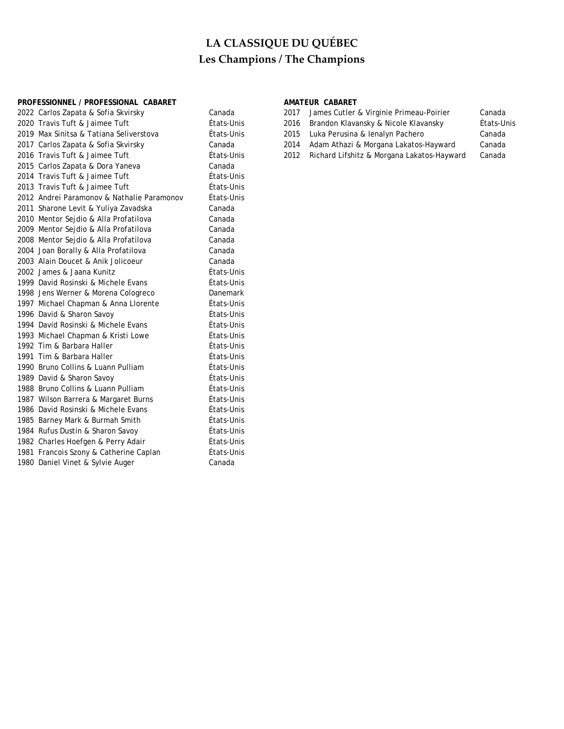# LA CLASSIQUE DU QUÉBEC

## Les Champions / The Champions

**PROFESSIONNEL / PROFESSIONAL CABARET**

| Année | Champions | Pays |
|---|---|---|
| 2022 | Carlos Zapata & Sofia Skvirsky | Canada |
| 2020 | Travis Tuft & Jaimee Tuft | États-Unis |
| 2019 | Max Sinitsa & Tatiana Seliverstova | États-Unis |
| 2017 | Carlos Zapata & Sofia Skvirsky | Canada |
| 2016 | Travis Tuft & Jaimee Tuft | États-Unis |
| 2015 | Carlos Zapata & Dora Yaneva | Canada |
| 2014 | Travis Tuft & Jaimee Tuft | États-Unis |
| 2013 | Travis Tuft & Jaimee Tuft | États-Unis |
| 2012 | Andrei Paramonov & Nathalie Paramonov | États-Unis |
| 2011 | Sharone Levit & Yuliya Zavadska | Canada |
| 2010 | Mentor Sejdio & Alla Profatilova | Canada |
| 2009 | Mentor Sejdio & Alla Profatilova | Canada |
| 2008 | Mentor Sejdio & Alla Profatilova | Canada |
| 2004 | Joan Borally & Alla Profatilova | Canada |
| 2003 | Alain Doucet & Anik Jolicoeur | Canada |
| 2002 | James & Jaana Kunitz | États-Unis |
| 1999 | David Rosinski & Michele Evans | États-Unis |
| 1998 | Jens Werner & Morena Colognreco | Danemark |
| 1997 | Michael Chapman & Anna Llorente | États-Unis |
| 1996 | David & Sharon Savoy | États-Unis |
| 1994 | David Rosinski & Michele Evans | États-Unis |
| 1993 | Michael Chapman & Kristi Lowe | États-Unis |
| 1992 | Tim & Barbara Haller | États-Unis |
| 1991 | Tim & Barbara Haller | États-Unis |
| 1990 | Bruno Collins & Luann Pulliam | États-Unis |
| 1989 | David & Sharon Savoy | États-Unis |
| 1988 | Bruno Collins & Luann Pulliam | États-Unis |
| 1987 | Wilson Barrera & Margaret Burns | États-Unis |
| 1986 | David Rosinski & Michele Evans | États-Unis |
| 1985 | Barney Mark & Burmah Smith | États-Unis |
| 1984 | Rufus Dustin & Sharon Savoy | États-Unis |
| 1982 | Charles Hoefgen & Perry Adair | États-Unis |
| 1981 | Francois Szony & Catherine Caplan | États-Unis |
| 1980 | Daniel Vinet & Sylvie Auger | Canada |

**AMATEUR CABARET**

| Année | Champions | Pays |
|---|---|---|
| 2017 | James Cutler & Virginie Primeau-Poirier | Canada |
| 2016 | Brandon Klavansky & Nicole Klavansky | États-Unis |
| 2015 | Luka Perusina & Ienalyn Pachero | Canada |
| 2014 | Adam Athazi & Morgana Lakatos-Hayward | Canada |
| 2012 | Richard Lifshitz & Morgana Lakatos-Hayward | Canada |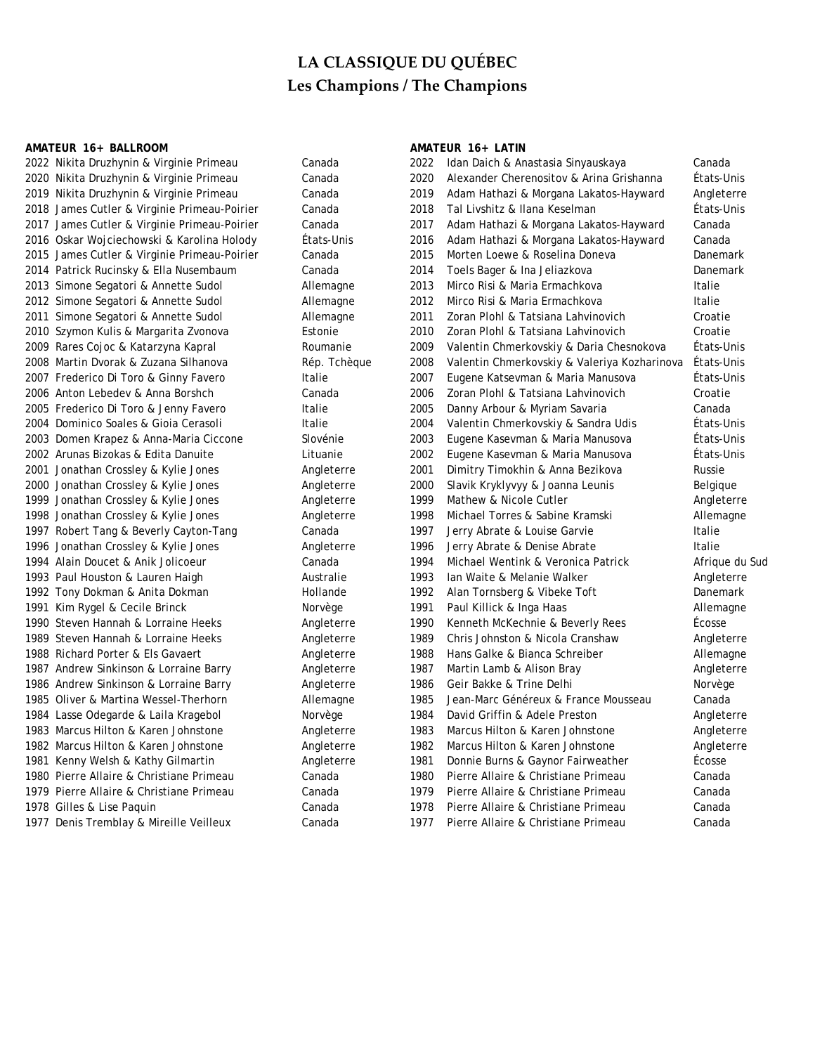# LA CLASSIQUE DU QUÉBEC

## Les Champions / The Champions

**AMATEUR 16+ BALLROOM**

| Année | Champions | Pays |
|---|---|---|
| 2022 | Nikita Druzhynin & Virginie Primeau | Canada |
| 2020 | Nikita Druzhynin & Virginie Primeau | Canada |
| 2019 | Nikita Druzhynin & Virginie Primeau | Canada |
| 2018 | James Cutler & Virginie Primeau-Poirier | Canada |
| 2017 | James Cutler & Virginie Primeau-Poirier | Canada |
| 2016 | Oskar Wojciechowski & Karolina Holody | États-Unis |
| 2015 | James Cutler & Virginie Primeau-Poirier | Canada |
| 2014 | Patrick Rucinsky & Ella Nusembaum | Canada |
| 2013 | Simone Segatori & Annette Sudol | Allemagne |
| 2012 | Simone Segatori & Annette Sudol | Allemagne |
| 2011 | Simone Segatori & Annette Sudol | Allemagne |
| 2010 | Szymon Kulis & Margarita Zvonova | Estonie |
| 2009 | Rares Cojoc & Katarzyna Kapral | Roumanie |
| 2008 | Martin Dvorak & Zuzana Silhanova | Rép. Tchèque |
| 2007 | Frederico Di Toro & Ginny Favero | Italie |
| 2006 | Anton Lebedev & Anna Borshch | Canada |
| 2005 | Frederico Di Toro & Jenny Favero | Italie |
| 2004 | Dominico Soales & Gioia Cerasoli | Italie |
| 2003 | Domen Krapez & Anna-Maria Ciccone | Slovénie |
| 2002 | Arunas Bizokas & Edita Danuite | Lituanie |
| 2001 | Jonathan Crossley & Kylie Jones | Angleterre |
| 2000 | Jonathan Crossley & Kylie Jones | Angleterre |
| 1999 | Jonathan Crossley & Kylie Jones | Angleterre |
| 1998 | Jonathan Crossley & Kylie Jones | Angleterre |
| 1997 | Robert Tang & Beverly Cayton-Tang | Canada |
| 1996 | Jonathan Crossley & Kylie Jones | Angleterre |
| 1994 | Alain Doucet & Anik Jolicoeur | Canada |
| 1993 | Paul Houston & Lauren Haigh | Australie |
| 1992 | Tony Dokman & Anita Dokman | Hollande |
| 1991 | Kim Rygel & Cecile Brinck | Norvège |
| 1990 | Steven Hannah & Lorraine Heeks | Angleterre |
| 1989 | Steven Hannah & Lorraine Heeks | Angleterre |
| 1988 | Richard Porter & Els Gavaert | Angleterre |
| 1987 | Andrew Sinkinson & Lorraine Barry | Angleterre |
| 1986 | Andrew Sinkinson & Lorraine Barry | Angleterre |
| 1985 | Oliver & Martina Wessel-Therhorn | Allemagne |
| 1984 | Lasse Odegarde & Laila Kragebol | Norvège |
| 1983 | Marcus Hilton & Karen Johnstone | Angleterre |
| 1982 | Marcus Hilton & Karen Johnstone | Angleterre |
| 1981 | Kenny Welsh & Kathy Gilmartin | Angleterre |
| 1980 | Pierre Allaire & Christiane Primeau | Canada |
| 1979 | Pierre Allaire & Christiane Primeau | Canada |
| 1978 | Gilles & Lise Paquin | Canada |
| 1977 | Denis Tremblay & Mireille Veilleux | Canada |

**AMATEUR 16+ LATIN**

| Année | Champions | Pays |
|---|---|---|
| 2022 | Idan Daich & Anastasia Sinyauskaya | Canada |
| 2020 | Alexander Cherenositov & Arina Grishanna | États-Unis |
| 2019 | Adam Hathazi & Morgana Lakatos-Hayward | Angleterre |
| 2018 | Tal Livshitz & Ilana Keselman | États-Unis |
| 2017 | Adam Hathazi & Morgana Lakatos-Hayward | Canada |
| 2016 | Adam Hathazi & Morgana Lakatos-Hayward | Canada |
| 2015 | Morten Loewe & Roselina Doneva | Danemark |
| 2014 | Toels Bager & Ina Jeliazkova | Danemark |
| 2013 | Mirco Risi & Maria Ermachkova | Italie |
| 2012 | Mirco Risi & Maria Ermachkova | Italie |
| 2011 | Zoran Plohl & Tatsiana Lahvinovich | Croatie |
| 2010 | Zoran Plohl & Tatsiana Lahvinovich | Croatie |
| 2009 | Valentin Chmerkovskiy & Daria Chesnokova | États-Unis |
| 2008 | Valentin Chmerkovskiy & Valeriya Kozharinova | États-Unis |
| 2007 | Eugene Katsevman & Maria Manusova | États-Unis |
| 2006 | Zoran Plohl & Tatsiana Lahvinovich | Croatie |
| 2005 | Danny Arbour & Myriam Savaria | Canada |
| 2004 | Valentin Chmerkovskiy & Sandra Udis | États-Unis |
| 2003 | Eugene Kasevman & Maria Manusova | États-Unis |
| 2002 | Eugene Kasevman & Maria Manusova | États-Unis |
| 2001 | Dimitry Timokhin & Anna Bezikova | Russie |
| 2000 | Slavik Kryklyvyy & Joanna Leunis | Belgique |
| 1999 | Mathew & Nicole Cutler | Angleterre |
| 1998 | Michael Torres & Sabine Kramski | Allemagne |
| 1997 | Jerry Abrate & Louise Garvie | Italie |
| 1996 | Jerry Abrate & Denise Abrate | Italie |
| 1994 | Michael Wentink & Veronica Patrick | Afrique du Sud |
| 1993 | Ian Waite & Melanie Walker | Angleterre |
| 1992 | Alan Tornsberg & Vibeke Toft | Danemark |
| 1991 | Paul Killick & Inga Haas | Allemagne |
| 1990 | Kenneth McKechnie & Beverly Rees | Écosse |
| 1989 | Chris Johnston & Nicola Cranshaw | Angleterre |
| 1988 | Hans Galke & Bianca Schreiber | Allemagne |
| 1987 | Martin Lamb & Alison Bray | Angleterre |
| 1986 | Geir Bakke & Trine Delhi | Norvège |
| 1985 | Jean-Marc Généreux & France Mousseau | Canada |
| 1984 | David Griffin & Adele Preston | Angleterre |
| 1983 | Marcus Hilton & Karen Johnstone | Angleterre |
| 1982 | Marcus Hilton & Karen Johnstone | Angleterre |
| 1981 | Donnie Burns & Gaynor Fairweather | Écosse |
| 1980 | Pierre Allaire & Christiane Primeau | Canada |
| 1979 | Pierre Allaire & Christiane Primeau | Canada |
| 1978 | Pierre Allaire & Christiane Primeau | Canada |
| 1977 | Pierre Allaire & Christiane Primeau | Canada |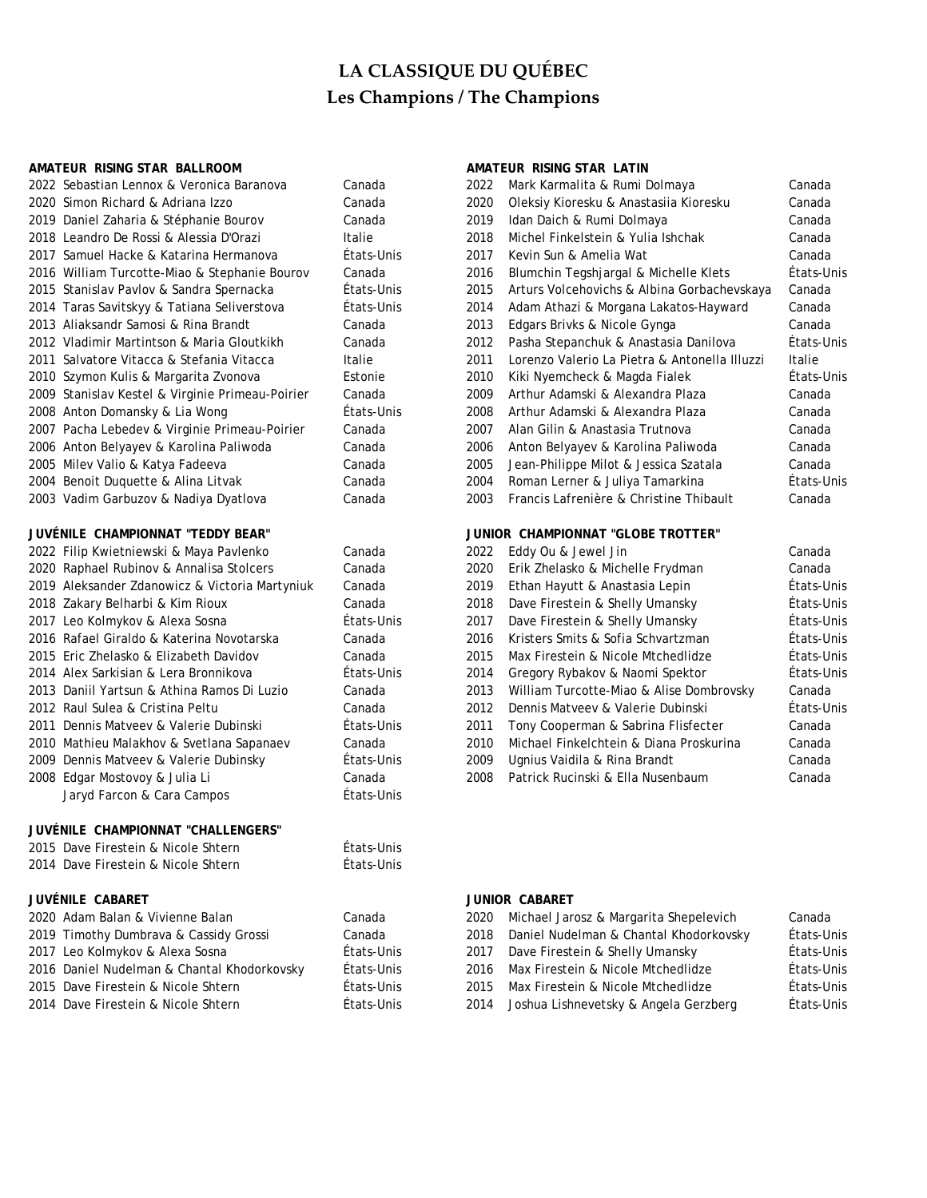# LA CLASSIQUE DU QUÉBEC

## Les Champions / The Champions

### AMATEUR RISING STAR BALLROOM

| | | |
|---|---|---|
| 2022 | Sebastian Lennox & Veronica Baranova | Canada |
| 2020 | Simon Richard & Adriana Izzo | Canada |
| 2019 | Daniel Zaharia & Stéphanie Bourov | Canada |
| 2018 | Leandro De Rossi & Alessia D'Orazi | Italie |
| 2017 | Samuel Hacke & Katarina Hermanova | États-Unis |
| 2016 | William Turcotte-Miao & Stephanie Bourov | Canada |
| 2015 | Stanislav Pavlov & Sandra Spernacka | États-Unis |
| 2014 | Taras Savitskyy & Tatiana Seliverstova | États-Unis |
| 2013 | Aliaksandr Samosi & Rina Brandt | Canada |
| 2012 | Vladimir Martintson & Maria Gloutkikh | Canada |
| 2011 | Salvatore Vitacca & Stefania Vitacca | Italie |
| 2010 | Szymon Kulis & Margarita Zvonova | Estonie |
| 2009 | Stanislav Kestel & Virginie Primeau-Poirier | Canada |
| 2008 | Anton Domansky & Lia Wong | États-Unis |
| 2007 | Pacha Lebedev & Virginie Primeau-Poirier | Canada |
| 2006 | Anton Belyayev & Karolina Paliwoda | Canada |
| 2005 | Milev Valio & Katya Fadeeva | Canada |
| 2004 | Benoit Duquette & Alina Litvak | Canada |
| 2003 | Vadim Garbuzov & Nadiya Dyatlova | Canada |

### AMATEUR RISING STAR LATIN

| | | |
|---|---|---|
| 2022 | Mark Karmalita & Rumi Dolmaya | Canada |
| 2020 | Oleksiy Kioresku & Anastasiia Kioresku | Canada |
| 2019 | Idan Daich & Rumi Dolmaya | Canada |
| 2018 | Michel Finkelstein & Yulia Ishchak | Canada |
| 2017 | Kevin Sun & Amelia Wat | Canada |
| 2016 | Blumchin Tegshjargal & Michelle Klets | États-Unis |
| 2015 | Arturs Volcehovichs & Albina Gorbachevskaya | Canada |
| 2014 | Adam Athazi & Morgana Lakatos-Hayward | Canada |
| 2013 | Edgars Brivks & Nicole Gynga | Canada |
| 2012 | Pasha Stepanchuk & Anastasia Danilova | États-Unis |
| 2011 | Lorenzo Valerio La Pietra & Antonella Illuzzi | Italie |
| 2010 | Kiki Nyemcheck & Magda Fialek | États-Unis |
| 2009 | Arthur Adamski & Alexandra Plaza | Canada |
| 2008 | Arthur Adamski & Alexandra Plaza | Canada |
| 2007 | Alan Gilin & Anastasia Trutnova | Canada |
| 2006 | Anton Belyayev & Karolina Paliwoda | Canada |
| 2005 | Jean-Philippe Milot & Jessica Szatala | Canada |
| 2004 | Roman Lerner & Juliya Tamarkina | États-Unis |
| 2003 | Francis Lafrenière & Christine Thibault | Canada |

### JUVÉNILE CHAMPIONNAT "TEDDY BEAR"

| | | |
|---|---|---|
| 2022 | Filip Kwietniewski & Maya Pavlenko | Canada |
| 2020 | Raphael Rubinov & Annalisa Stolcers | Canada |
| 2019 | Aleksander Zdanowicz & Victoria Martyniuk | Canada |
| 2018 | Zakary Belharbi & Kim Rioux | Canada |
| 2017 | Leo Kolmykov & Alexa Sosna | États-Unis |
| 2016 | Rafael Giraldo & Katerina Novotarska | Canada |
| 2015 | Eric Zhelasko & Elizabeth Davidov | Canada |
| 2014 | Alex Sarkisian & Lera Bronnikova | États-Unis |
| 2013 | Daniil Yartsun & Athina Ramos Di Luzio | Canada |
| 2012 | Raul Sulea & Cristina Peltu | Canada |
| 2011 | Dennis Matveev & Valerie Dubinski | États-Unis |
| 2010 | Mathieu Malakhov & Svetlana Sapanaev | Canada |
| 2009 | Dennis Matveev & Valerie Dubinsky | États-Unis |
| 2008 | Edgar Mostovoy & Julia Li | Canada |
| | Jaryd Farcon & Cara Campos | États-Unis |

### JUNIOR CHAMPIONNAT "GLOBE TROTTER"

| | | |
|---|---|---|
| 2022 | Eddy Ou & Jewel Jin | Canada |
| 2020 | Erik Zhelasko & Michelle Frydman | Canada |
| 2019 | Ethan Hayutt & Anastasia Lepin | États-Unis |
| 2018 | Dave Firestein & Shelly Umansky | États-Unis |
| 2017 | Dave Firestein & Shelly Umansky | États-Unis |
| 2016 | Kristers Smits & Sofia Schvartzman | États-Unis |
| 2015 | Max Firestein & Nicole Mtchedlidze | États-Unis |
| 2014 | Gregory Rybakov & Naomi Spektor | États-Unis |
| 2013 | William Turcotte-Miao & Alise Dombrovsky | Canada |
| 2012 | Dennis Matveev & Valerie Dubinski | États-Unis |
| 2011 | Tony Cooperman & Sabrina Flisfecter | Canada |
| 2010 | Michael Finkelchtein & Diana Proskurina | Canada |
| 2009 | Ugnius Vaidila & Rina Brandt | Canada |
| 2008 | Patrick Rucinski & Ella Nusenbaum | Canada |

### JUVÉNILE CHAMPIONNAT "CHALLENGERS"

| | | |
|---|---|---|
| 2015 | Dave Firestein & Nicole Shtern | États-Unis |
| 2014 | Dave Firestein & Nicole Shtern | États-Unis |

### JUVÉNILE CABARET

| | | |
|---|---|---|
| 2020 | Adam Balan & Vivienne Balan | Canada |
| 2019 | Timothy Dumbrava & Cassidy Grossi | Canada |
| 2017 | Leo Kolmykov & Alexa Sosna | États-Unis |
| 2016 | Daniel Nudelman & Chantal Khodorkovsky | États-Unis |
| 2015 | Dave Firestein & Nicole Shtern | États-Unis |
| 2014 | Dave Firestein & Nicole Shtern | États-Unis |

### JUNIOR CABARET

| | | |
|---|---|---|
| 2020 | Michael Jarosz & Margarita Shepelevich | Canada |
| 2018 | Daniel Nudelman & Chantal Khodorkovsky | États-Unis |
| 2017 | Dave Firestein & Shelly Umansky | États-Unis |
| 2016 | Max Firestein & Nicole Mtchedlidze | États-Unis |
| 2015 | Max Firestein & Nicole Mtchedlidze | États-Unis |
| 2014 | Joshua Lishnevetsky & Angela Gerzberg | États-Unis |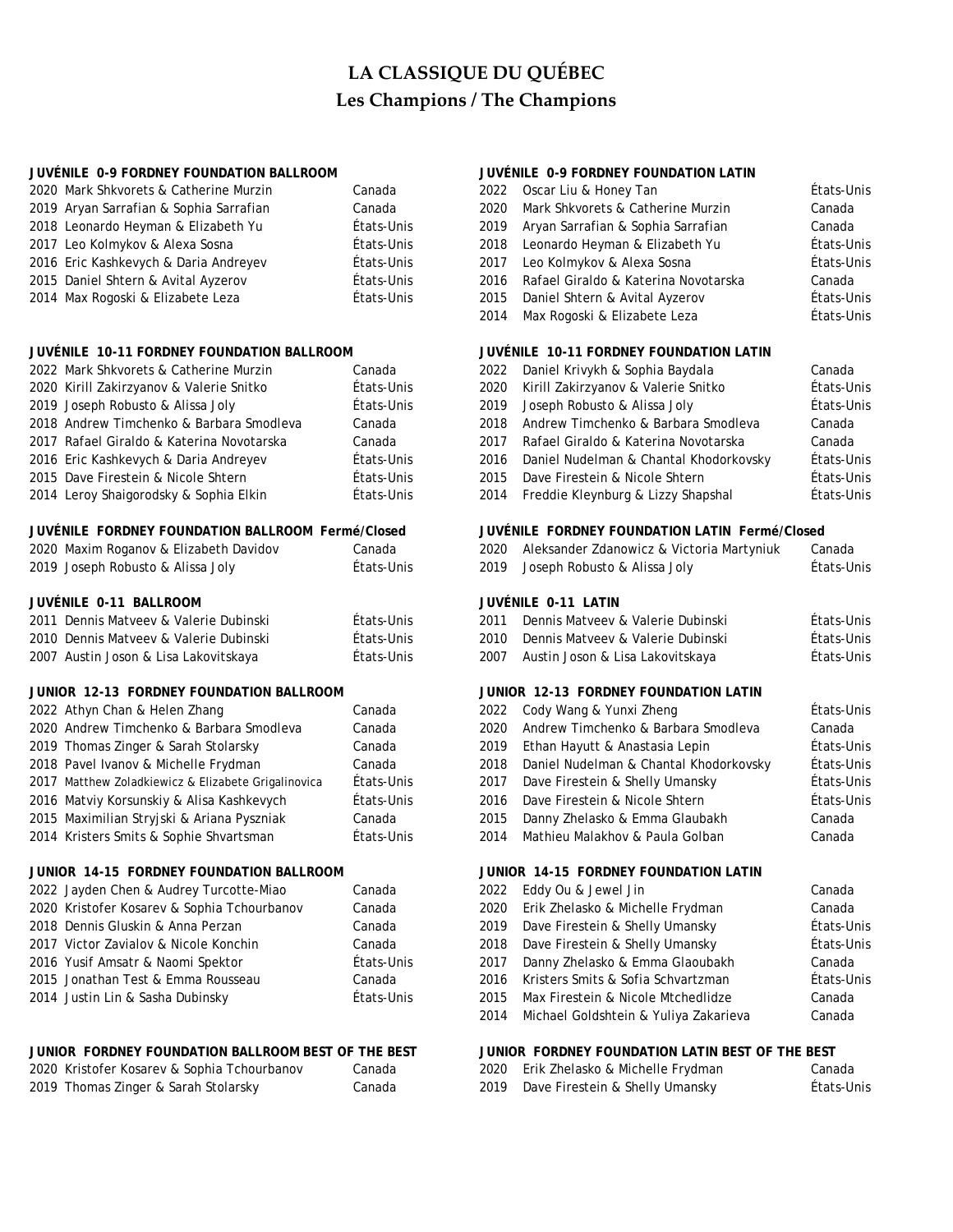# LA CLASSIQUE DU QUÉBEC

## Les Champions / The Champions

### JUVÉNILE 0-9 FORDNEY FOUNDATION BALLROOM

| Year | Champions | Country |
|---|---|---|
| 2020 | Mark Shkvorets & Catherine Murzin | Canada |
| 2019 | Aryan Sarrafian & Sophia Sarrafian | Canada |
| 2018 | Leonardo Heyman & Elizabeth Yu | États-Unis |
| 2017 | Leo Kolmykov & Alexa Sosna | États-Unis |
| 2016 | Eric Kashkevych & Daria Andreyev | États-Unis |
| 2015 | Daniel Shtern & Avital Ayzerov | États-Unis |
| 2014 | Max Rogoski & Elizabete Leza | États-Unis |

### JUVÉNILE 10-11 FORDNEY FOUNDATION BALLROOM

| Year | Champions | Country |
|---|---|---|
| 2022 | Mark Shkvorets & Catherine Murzin | Canada |
| 2020 | Kirill Zakirzyanov & Valerie Snitko | États-Unis |
| 2019 | Joseph Robusto & Alissa Joly | États-Unis |
| 2018 | Andrew Timchenko & Barbara Smodleva | Canada |
| 2017 | Rafael Giraldo & Katerina Novotarska | Canada |
| 2016 | Eric Kashkevych & Daria Andreyev | États-Unis |
| 2015 | Dave Firestein & Nicole Shtern | États-Unis |
| 2014 | Leroy Shaigorodsky & Sophia Elkin | États-Unis |

### JUVÉNILE FORDNEY FOUNDATION BALLROOM Fermé/Closed

| Year | Champions | Country |
|---|---|---|
| 2020 | Maxim Roganov & Elizabeth Davidov | Canada |
| 2019 | Joseph Robusto & Alissa Joly | États-Unis |

### JUVÉNILE 0-11 BALLROOM

| Year | Champions | Country |
|---|---|---|
| 2011 | Dennis Matveev & Valerie Dubinski | États-Unis |
| 2010 | Dennis Matveev & Valerie Dubinski | États-Unis |
| 2007 | Austin Joson & Lisa Lakovitskaya | États-Unis |

### JUNIOR 12-13 FORDNEY FOUNDATION BALLROOM

| Year | Champions | Country |
|---|---|---|
| 2022 | Athyn Chan & Helen Zhang | Canada |
| 2020 | Andrew Timchenko & Barbara Smodleva | Canada |
| 2019 | Thomas Zinger & Sarah Stolarsky | Canada |
| 2018 | Pavel Ivanov & Michelle Frydman | Canada |
| 2017 | Matthew Zoladkiewicz & Elizabete Grigalinovica | États-Unis |
| 2016 | Matviy Korsunskiy & Alisa Kashkevych | États-Unis |
| 2015 | Maximilian Stryjski & Ariana Pyszniak | Canada |
| 2014 | Kristers Smits & Sophie Shvartsman | États-Unis |

### JUNIOR 14-15 FORDNEY FOUNDATION BALLROOM

| Year | Champions | Country |
|---|---|---|
| 2022 | Jayden Chen & Audrey Turcotte-Miao | Canada |
| 2020 | Kristofer Kosarev & Sophia Tchourbanov | Canada |
| 2018 | Dennis Gluskin & Anna Perzan | Canada |
| 2017 | Victor Zavialov & Nicole Konchin | Canada |
| 2016 | Yusif Amsatr & Naomi Spektor | États-Unis |
| 2015 | Jonathan Test & Emma Rousseau | Canada |
| 2014 | Justin Lin & Sasha Dubinsky | États-Unis |

### JUNIOR FORDNEY FOUNDATION BALLROOM BEST OF THE BEST

| Year | Champions | Country |
|---|---|---|
| 2020 | Kristofer Kosarev & Sophia Tchourbanov | Canada |
| 2019 | Thomas Zinger & Sarah Stolarsky | Canada |

### JUVÉNILE 0-9 FORDNEY FOUNDATION LATIN

| Year | Champions | Country |
|---|---|---|
| 2022 | Oscar Liu & Honey Tan | États-Unis |
| 2020 | Mark Shkvorets & Catherine Murzin | Canada |
| 2019 | Aryan Sarrafian & Sophia Sarrafian | Canada |
| 2018 | Leonardo Heyman & Elizabeth Yu | États-Unis |
| 2017 | Leo Kolmykov & Alexa Sosna | États-Unis |
| 2016 | Rafael Giraldo & Katerina Novotarska | Canada |
| 2015 | Daniel Shtern & Avital Ayzerov | États-Unis |
| 2014 | Max Rogoski & Elizabete Leza | États-Unis |

### JUVÉNILE 10-11 FORDNEY FOUNDATION LATIN

| Year | Champions | Country |
|---|---|---|
| 2022 | Daniel Krivykh & Sophia Baydala | Canada |
| 2020 | Kirill Zakirzyanov & Valerie Snitko | États-Unis |
| 2019 | Joseph Robusto & Alissa Joly | États-Unis |
| 2018 | Andrew Timchenko & Barbara Smodleva | Canada |
| 2017 | Rafael Giraldo & Katerina Novotarska | Canada |
| 2016 | Daniel Nudelman & Chantal Khodorkovsky | États-Unis |
| 2015 | Dave Firestein & Nicole Shtern | États-Unis |
| 2014 | Freddie Kleynburg & Lizzy Shapshal | États-Unis |

### JUVÉNILE FORDNEY FOUNDATION LATIN Fermé/Closed

| Year | Champions | Country |
|---|---|---|
| 2020 | Aleksander Zdanowicz & Victoria Martyniuk | Canada |
| 2019 | Joseph Robusto & Alissa Joly | États-Unis |

### JUVÉNILE 0-11 LATIN

| Year | Champions | Country |
|---|---|---|
| 2011 | Dennis Matveev & Valerie Dubinski | États-Unis |
| 2010 | Dennis Matveev & Valerie Dubinski | États-Unis |
| 2007 | Austin Joson & Lisa Lakovitskaya | États-Unis |

### JUNIOR 12-13 FORDNEY FOUNDATION LATIN

| Year | Champions | Country |
|---|---|---|
| 2022 | Cody Wang & Yunxi Zheng | États-Unis |
| 2020 | Andrew Timchenko & Barbara Smodleva | Canada |
| 2019 | Ethan Hayutt & Anastasia Lepin | États-Unis |
| 2018 | Daniel Nudelman & Chantal Khodorkovsky | États-Unis |
| 2017 | Dave Firestein & Shelly Umansky | États-Unis |
| 2016 | Dave Firestein & Nicole Shtern | États-Unis |
| 2015 | Danny Zhelasko & Emma Glaubakh | Canada |
| 2014 | Mathieu Malakhov & Paula Golban | Canada |

### JUNIOR 14-15 FORDNEY FOUNDATION LATIN

| Year | Champions | Country |
|---|---|---|
| 2022 | Eddy Ou & Jewel Jin | Canada |
| 2020 | Erik Zhelasko & Michelle Frydman | Canada |
| 2019 | Dave Firestein & Shelly Umansky | États-Unis |
| 2018 | Dave Firestein & Shelly Umansky | États-Unis |
| 2017 | Danny Zhelasko & Emma Glaoubakh | Canada |
| 2016 | Kristers Smits & Sofia Schvartzman | États-Unis |
| 2015 | Max Firestein & Nicole Mtchedlidze | Canada |
| 2014 | Michael Goldshtein & Yuliya Zakarieva | Canada |

### JUNIOR FORDNEY FOUNDATION LATIN BEST OF THE BEST

| Year | Champions | Country |
|---|---|---|
| 2020 | Erik Zhelasko & Michelle Frydman | Canada |
| 2019 | Dave Firestein & Shelly Umansky | États-Unis |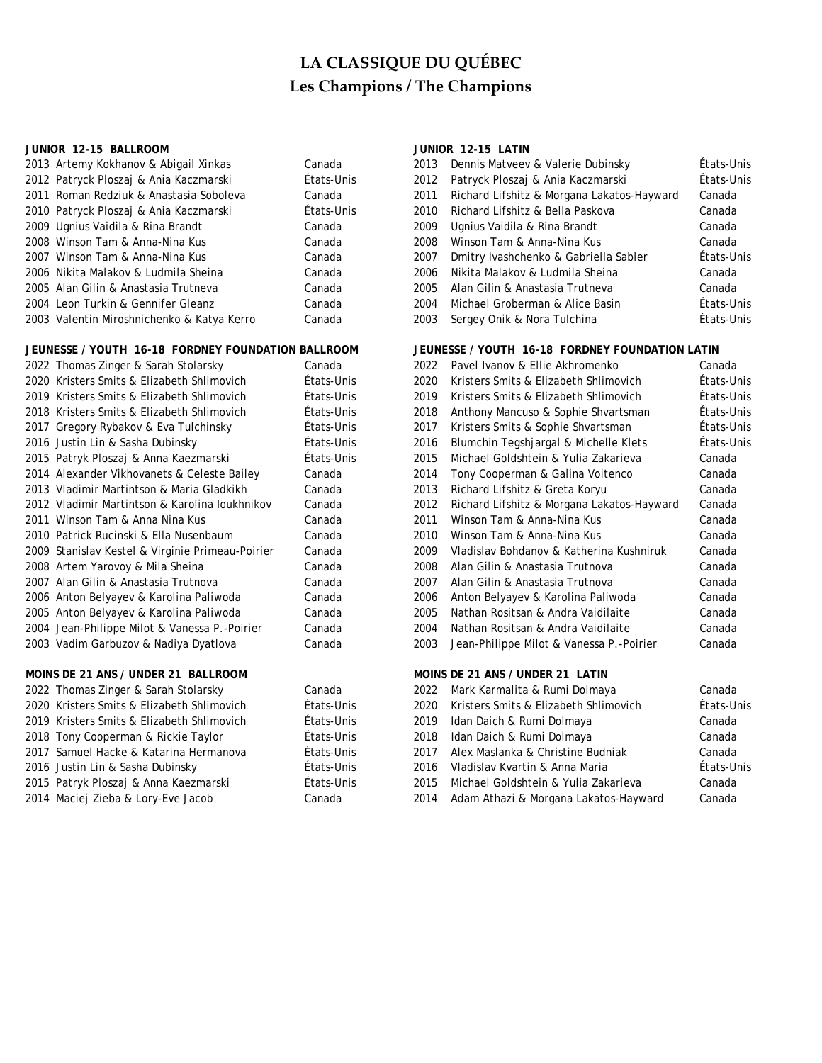# LA CLASSIQUE DU QUÉBEC
## Les Champions / The Champions

**JUNIOR 12-15 BALLROOM**

| Year | Champions | Country |
|---|---|---|
| 2013 | Artemy Kokhanov & Abigail Xinkas | Canada |
| 2012 | Patryck Ploszaj & Ania Kaczmarski | États-Unis |
| 2011 | Roman Redziuk & Anastasia Soboleva | Canada |
| 2010 | Patryck Ploszaj & Ania Kaczmarski | États-Unis |
| 2009 | Ugnius Vaidila & Rina Brandt | Canada |
| 2008 | Winson Tam & Anna-Nina Kus | Canada |
| 2007 | Winson Tam & Anna-Nina Kus | Canada |
| 2006 | Nikita Malakov & Ludmila Sheina | Canada |
| 2005 | Alan Gilin & Anastasia Trutneva | Canada |
| 2004 | Leon Turkin & Gennifer Gleanz | Canada |
| 2003 | Valentin Miroshnichenko & Katya Kerro | Canada |

**JUNIOR 12-15 LATIN**

| Year | Champions | Country |
|---|---|---|
| 2013 | Dennis Matveev & Valerie Dubinsky | États-Unis |
| 2012 | Patryck Ploszaj & Ania Kaczmarski | États-Unis |
| 2011 | Richard Lifshitz & Morgana Lakatos-Hayward | Canada |
| 2010 | Richard Lifshitz & Bella Paskova | Canada |
| 2009 | Ugnius Vaidila & Rina Brandt | Canada |
| 2008 | Winson Tam & Anna-Nina Kus | Canada |
| 2007 | Dmitry Ivashchenko & Gabriella Sabler | États-Unis |
| 2006 | Nikita Malakov & Ludmila Sheina | Canada |
| 2005 | Alan Gilin & Anastasia Trutneva | Canada |
| 2004 | Michael Groberman & Alice Basin | États-Unis |
| 2003 | Sergey Onik & Nora Tulchina | États-Unis |

**JEUNESSE / YOUTH 16-18 FORDNEY FOUNDATION BALLROOM**

| Year | Champions | Country |
|---|---|---|
| 2022 | Thomas Zinger & Sarah Stolarsky | Canada |
| 2020 | Kristers Smits & Elizabeth Shlimovich | États-Unis |
| 2019 | Kristers Smits & Elizabeth Shlimovich | États-Unis |
| 2018 | Kristers Smits & Elizabeth Shlimovich | États-Unis |
| 2017 | Gregory Rybakov & Eva Tulchinsky | États-Unis |
| 2016 | Justin Lin & Sasha Dubinsky | États-Unis |
| 2015 | Patryk Ploszaj & Anna Kaezmarski | États-Unis |
| 2014 | Alexander Vikhovanets & Celeste Bailey | Canada |
| 2013 | Vladimir Martintson & Maria Gladkikh | Canada |
| 2012 | Vladimir Martintson & Karolina Ioukhnikov | Canada |
| 2011 | Winson Tam & Anna Nina Kus | Canada |
| 2010 | Patrick Rucinski & Ella Nusenbaum | Canada |
| 2009 | Stanislav Kestel & Virginie Primeau-Poirier | Canada |
| 2008 | Artem Yarovoy & Mila Sheina | Canada |
| 2007 | Alan Gilin & Anastasia Trutnova | Canada |
| 2006 | Anton Belyayev & Karolina Paliwoda | Canada |
| 2005 | Anton Belyayev & Karolina Paliwoda | Canada |
| 2004 | Jean-Philippe Milot & Vanessa P.-Poirier | Canada |
| 2003 | Vadim Garbuzov & Nadiya Dyatlova | Canada |

**JEUNESSE / YOUTH 16-18 FORDNEY FOUNDATION LATIN**

| Year | Champions | Country |
|---|---|---|
| 2022 | Pavel Ivanov & Ellie Akhromenko | Canada |
| 2020 | Kristers Smits & Elizabeth Shlimovich | États-Unis |
| 2019 | Kristers Smits & Elizabeth Shlimovich | États-Unis |
| 2018 | Anthony Mancuso & Sophie Shvartsman | États-Unis |
| 2017 | Kristers Smits & Sophie Shvartsman | États-Unis |
| 2016 | Blumchin Tegshjargal & Michelle Klets | États-Unis |
| 2015 | Michael Goldshtein & Yulia Zakarieva | Canada |
| 2014 | Tony Cooperman & Galina Voitenco | Canada |
| 2013 | Richard Lifshitz & Greta Koryu | Canada |
| 2012 | Richard Lifshitz & Morgana Lakatos-Hayward | Canada |
| 2011 | Winson Tam & Anna-Nina Kus | Canada |
| 2010 | Winson Tam & Anna-Nina Kus | Canada |
| 2009 | Vladislav Bohdanov & Katherina Kushniruk | Canada |
| 2008 | Alan Gilin & Anastasia Trutnova | Canada |
| 2007 | Alan Gilin & Anastasia Trutnova | Canada |
| 2006 | Anton Belyayev & Karolina Paliwoda | Canada |
| 2005 | Nathan Rositsan & Andra Vaidilaite | Canada |
| 2004 | Nathan Rositsan & Andra Vaidilaite | Canada |
| 2003 | Jean-Philippe Milot & Vanessa P.-Poirier | Canada |

**MOINS DE 21 ANS / UNDER 21 BALLROOM**

| Year | Champions | Country |
|---|---|---|
| 2022 | Thomas Zinger & Sarah Stolarsky | Canada |
| 2020 | Kristers Smits & Elizabeth Shlimovich | États-Unis |
| 2019 | Kristers Smits & Elizabeth Shlimovich | États-Unis |
| 2018 | Tony Cooperman & Rickie Taylor | États-Unis |
| 2017 | Samuel Hacke & Katarina Hermanova | États-Unis |
| 2016 | Justin Lin & Sasha Dubinsky | États-Unis |
| 2015 | Patryk Ploszaj & Anna Kaezmarski | États-Unis |
| 2014 | Maciej Zieba & Lory-Eve Jacob | Canada |

**MOINS DE 21 ANS / UNDER 21 LATIN**

| Year | Champions | Country |
|---|---|---|
| 2022 | Mark Karmalita & Rumi Dolmaya | Canada |
| 2020 | Kristers Smits & Elizabeth Shlimovich | États-Unis |
| 2019 | Idan Daich & Rumi Dolmaya | Canada |
| 2018 | Idan Daich & Rumi Dolmaya | Canada |
| 2017 | Alex Maslanka & Christine Budniak | Canada |
| 2016 | Vladislav Kvartin & Anna Maria | États-Unis |
| 2015 | Michael Goldshtein & Yulia Zakarieva | Canada |
| 2014 | Adam Athazi & Morgana Lakatos-Hayward | Canada |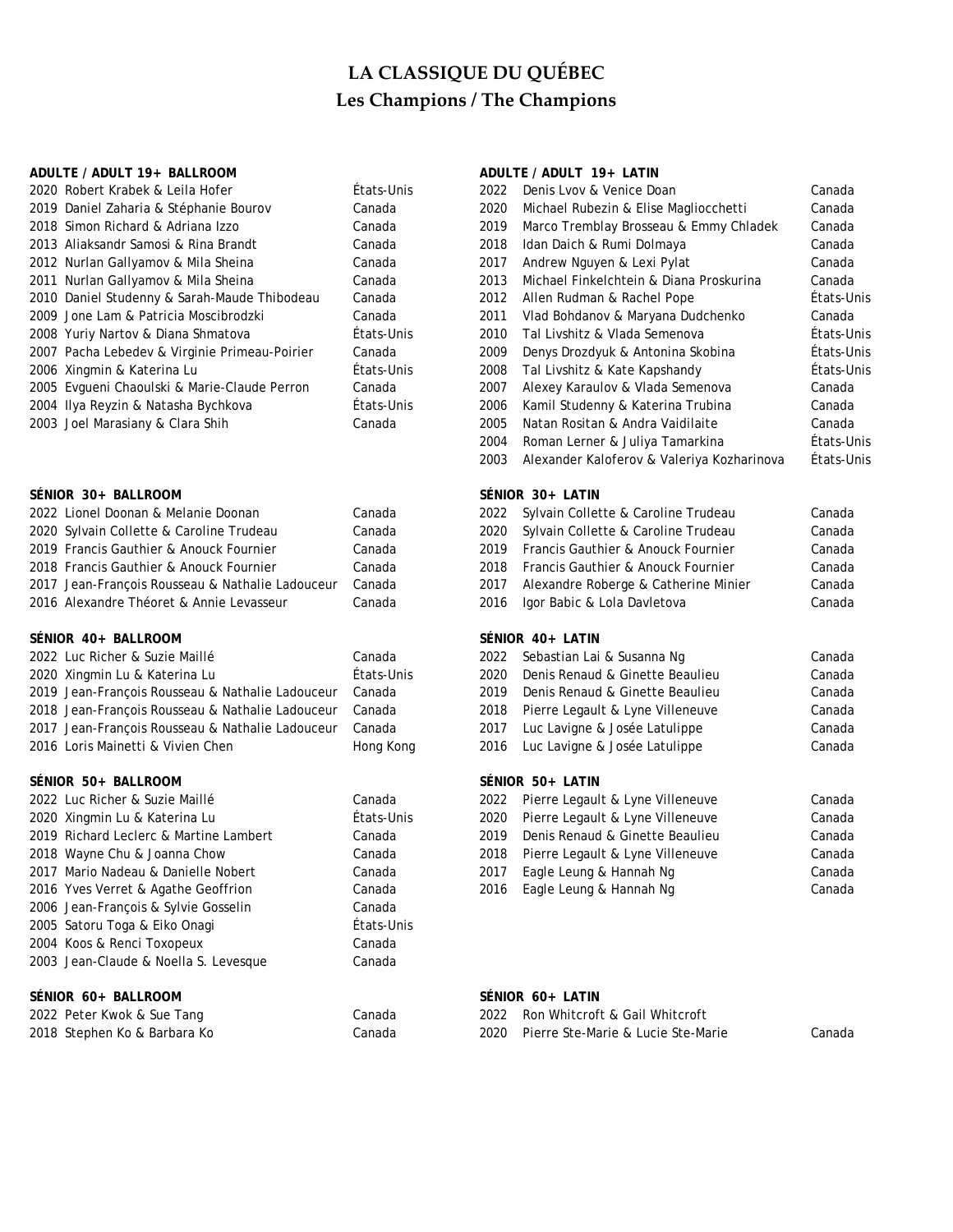# LA CLASSIQUE DU QUÉBEC

## Les Champions / The Champions

### ADULTE / ADULT 19+ BALLROOM

| | | |
|---|---|---|
| 2020 | Robert Krabek & Leila Hofer | États-Unis |
| 2019 | Daniel Zaharia & Stéphanie Bourov | Canada |
| 2018 | Simon Richard & Adriana Izzo | Canada |
| 2013 | Aliaksandr Samosi & Rina Brandt | Canada |
| 2012 | Nurlan Gallyamov & Mila Sheina | Canada |
| 2011 | Nurlan Gallyamov & Mila Sheina | Canada |
| 2010 | Daniel Studenny & Sarah-Maude Thibodeau | Canada |
| 2009 | Jone Lam & Patricia Moscibrodzki | Canada |
| 2008 | Yuriy Nartov & Diana Shmatova | États-Unis |
| 2007 | Pacha Lebedev & Virginie Primeau-Poirier | Canada |
| 2006 | Xingmin & Katerina Lu | États-Unis |
| 2005 | Evgueni Chaoulski & Marie-Claude Perron | Canada |
| 2004 | Ilya Reyzin & Natasha Bychkova | États-Unis |
| 2003 | Joel Marasiany & Clara Shih | Canada |

### ADULTE / ADULT 19+ LATIN

| | | |
|---|---|---|
| 2022 | Denis Lvov & Venice Doan | Canada |
| 2020 | Michael Rubezin & Elise Magliocchetti | Canada |
| 2019 | Marco Tremblay Brosseau & Emmy Chladek | Canada |
| 2018 | Idan Daich & Rumi Dolmaya | Canada |
| 2017 | Andrew Nguyen & Lexi Pylat | Canada |
| 2013 | Michael Finkelchtein & Diana Proskurina | Canada |
| 2012 | Allen Rudman & Rachel Pope | États-Unis |
| 2011 | Vlad Bohdanov & Maryana Dudchenko | Canada |
| 2010 | Tal Livshitz & Vlada Semenova | États-Unis |
| 2009 | Denys Drozdyuk & Antonina Skobina | États-Unis |
| 2008 | Tal Livshitz & Kate Kapshandy | États-Unis |
| 2007 | Alexey Karaulov & Vlada Semenova | Canada |
| 2006 | Kamil Studenny & Katerina Trubina | Canada |
| 2005 | Natan Rositan & Andra Vaidilaite | Canada |
| 2004 | Roman Lerner & Juliya Tamarkina | États-Unis |
| 2003 | Alexander Kaloferov & Valeriya Kozharinova | États-Unis |

### SÉNIOR 30+ BALLROOM

| | | |
|---|---|---|
| 2022 | Lionel Doonan & Melanie Doonan | Canada |
| 2020 | Sylvain Collette & Caroline Trudeau | Canada |
| 2019 | Francis Gauthier & Anouck Fournier | Canada |
| 2018 | Francis Gauthier & Anouck Fournier | Canada |
| 2017 | Jean-François Rousseau & Nathalie Ladouceur | Canada |
| 2016 | Alexandre Théoret & Annie Levasseur | Canada |

### SÉNIOR 30+ LATIN

| | | |
|---|---|---|
| 2022 | Sylvain Collette & Caroline Trudeau | Canada |
| 2020 | Sylvain Collette & Caroline Trudeau | Canada |
| 2019 | Francis Gauthier & Anouck Fournier | Canada |
| 2018 | Francis Gauthier & Anouck Fournier | Canada |
| 2017 | Alexandre Roberge & Catherine Minier | Canada |
| 2016 | Igor Babic & Lola Davletova | Canada |

### SÉNIOR 40+ BALLROOM

| | | |
|---|---|---|
| 2022 | Luc Richer & Suzie Maillé | Canada |
| 2020 | Xingmin Lu & Katerina Lu | États-Unis |
| 2019 | Jean-François Rousseau & Nathalie Ladouceur | Canada |
| 2018 | Jean-François Rousseau & Nathalie Ladouceur | Canada |
| 2017 | Jean-François Rousseau & Nathalie Ladouceur | Canada |
| 2016 | Loris Mainetti & Vivien Chen | Hong Kong |

### SÉNIOR 40+ LATIN

| | | |
|---|---|---|
| 2022 | Sebastian Lai & Susanna Ng | Canada |
| 2020 | Denis Renaud & Ginette Beaulieu | Canada |
| 2019 | Denis Renaud & Ginette Beaulieu | Canada |
| 2018 | Pierre Legault & Lyne Villeneuve | Canada |
| 2017 | Luc Lavigne & Josée Latulippe | Canada |
| 2016 | Luc Lavigne & Josée Latulippe | Canada |

### SÉNIOR 50+ BALLROOM

| | | |
|---|---|---|
| 2022 | Luc Richer & Suzie Maillé | Canada |
| 2020 | Xingmin Lu & Katerina Lu | États-Unis |
| 2019 | Richard Leclerc & Martine Lambert | Canada |
| 2018 | Wayne Chu & Joanna Chow | Canada |
| 2017 | Mario Nadeau & Danielle Nobert | Canada |
| 2016 | Yves Verret & Agathe Geoffrion | Canada |
| 2006 | Jean-François & Sylvie Gosselin | Canada |
| 2005 | Satoru Toga & Eiko Onagi | États-Unis |
| 2004 | Koos & Renci Toxopeux | Canada |
| 2003 | Jean-Claude & Noella S. Levesque | Canada |

### SÉNIOR 50+ LATIN

| | | |
|---|---|---|
| 2022 | Pierre Legault & Lyne Villeneuve | Canada |
| 2020 | Pierre Legault & Lyne Villeneuve | Canada |
| 2019 | Denis Renaud & Ginette Beaulieu | Canada |
| 2018 | Pierre Legault & Lyne Villeneuve | Canada |
| 2017 | Eagle Leung & Hannah Ng | Canada |
| 2016 | Eagle Leung & Hannah Ng | Canada |

### SÉNIOR 60+ BALLROOM

| | | |
|---|---|---|
| 2022 | Peter Kwok & Sue Tang | Canada |
| 2018 | Stephen Ko & Barbara Ko | Canada |

### SÉNIOR 60+ LATIN

| | | |
|---|---|---|
| 2022 | Ron Whitcroft & Gail Whitcroft | |
| 2020 | Pierre Ste-Marie & Lucie Ste-Marie | Canada |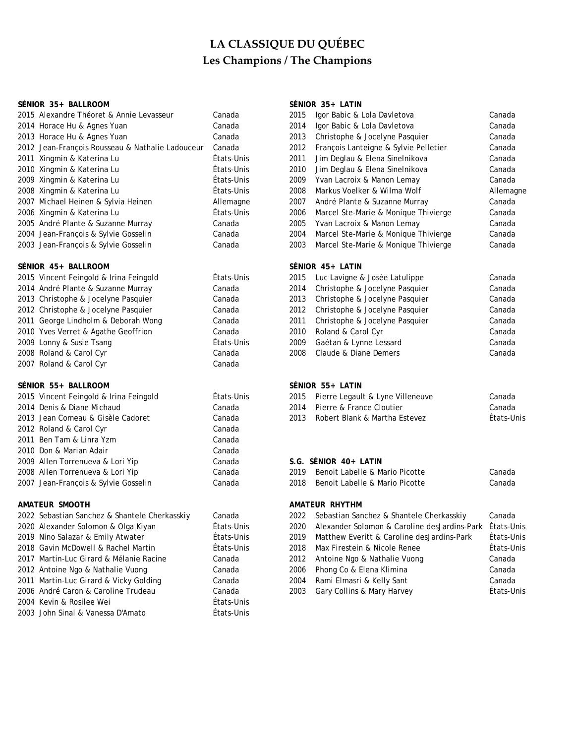# LA CLASSIQUE DU QUÉBEC
## Les Champions / The Champions

**SÉNIOR 35+ BALLROOM**

| | | |
|---|---|---|
| 2015 | Alexandre Théoret & Annie Levasseur | Canada |
| 2014 | Horace Hu & Agnes Yuan | Canada |
| 2013 | Horace Hu & Agnes Yuan | Canada |
| 2012 | Jean-François Rousseau & Nathalie Ladouceur | Canada |
| 2011 | Xingmin & Katerina Lu | États-Unis |
| 2010 | Xingmin & Katerina Lu | États-Unis |
| 2009 | Xingmin & Katerina Lu | États-Unis |
| 2008 | Xingmin & Katerina Lu | États-Unis |
| 2007 | Michael Heinen & Sylvia Heinen | Allemagne |
| 2006 | Xingmin & Katerina Lu | États-Unis |
| 2005 | André Plante & Suzanne Murray | Canada |
| 2004 | Jean-François & Sylvie Gosselin | Canada |
| 2003 | Jean-François & Sylvie Gosselin | Canada |

**SÉNIOR 45+ BALLROOM**

| | | |
|---|---|---|
| 2015 | Vincent Feingold & Irina Feingold | États-Unis |
| 2014 | André Plante & Suzanne Murray | Canada |
| 2013 | Christophe & Jocelyne Pasquier | Canada |
| 2012 | Christophe & Jocelyne Pasquier | Canada |
| 2011 | George Lindholm & Deborah Wong | Canada |
| 2010 | Yves Verret & Agathe Geoffrion | Canada |
| 2009 | Lonny & Susie Tsang | États-Unis |
| 2008 | Roland & Carol Cyr | Canada |
| 2007 | Roland & Carol Cyr | Canada |

**SÉNIOR 55+ BALLROOM**

| | | |
|---|---|---|
| 2015 | Vincent Feingold & Irina Feingold | États-Unis |
| 2014 | Denis & Diane Michaud | Canada |
| 2013 | Jean Comeau & Gisèle Cadoret | Canada |
| 2012 | Roland & Carol Cyr | Canada |
| 2011 | Ben Tam & Linra Yzm | Canada |
| 2010 | Don & Marian Adair | Canada |
| 2009 | Allen Torrenueva & Lori Yip | Canada |
| 2008 | Allen Torrenueva & Lori Yip | Canada |
| 2007 | Jean-François & Sylvie Gosselin | Canada |

**AMATEUR SMOOTH**

| | | |
|---|---|---|
| 2022 | Sebastian Sanchez & Shantele Cherkasskiy | Canada |
| 2020 | Alexander Solomon & Olga Kiyan | États-Unis |
| 2019 | Nino Salazar & Emily Atwater | États-Unis |
| 2018 | Gavin McDowell & Rachel Martin | États-Unis |
| 2017 | Martin-Luc Girard & Mélanie Racine | Canada |
| 2012 | Antoine Ngo & Nathalie Vuong | Canada |
| 2011 | Martin-Luc Girard & Vicky Golding | Canada |
| 2006 | André Caron & Caroline Trudeau | Canada |
| 2004 | Kevin & Rosilee Wei | États-Unis |
| 2003 | John Sinal & Vanessa D'Amato | États-Unis |

**SÉNIOR 35+ LATIN**

| | | |
|---|---|---|
| 2015 | Igor Babic & Lola Davletova | Canada |
| 2014 | Igor Babic & Lola Davletova | Canada |
| 2013 | Christophe & Jocelyne Pasquier | Canada |
| 2012 | François Lanteigne & Sylvie Pelletier | Canada |
| 2011 | Jim Deglau & Elena Sinelnikova | Canada |
| 2010 | Jim Deglau & Elena Sinelnikova | Canada |
| 2009 | Yvan Lacroix & Manon Lemay | Canada |
| 2008 | Markus Voelker & Wilma Wolf | Allemagne |
| 2007 | André Plante & Suzanne Murray | Canada |
| 2006 | Marcel Ste-Marie & Monique Thivierge | Canada |
| 2005 | Yvan Lacroix & Manon Lemay | Canada |
| 2004 | Marcel Ste-Marie & Monique Thivierge | Canada |
| 2003 | Marcel Ste-Marie & Monique Thivierge | Canada |

**SÉNIOR 45+ LATIN**

| | | |
|---|---|---|
| 2015 | Luc Lavigne & Josée Latulippe | Canada |
| 2014 | Christophe & Jocelyne Pasquier | Canada |
| 2013 | Christophe & Jocelyne Pasquier | Canada |
| 2012 | Christophe & Jocelyne Pasquier | Canada |
| 2011 | Christophe & Jocelyne Pasquier | Canada |
| 2010 | Roland & Carol Cyr | Canada |
| 2009 | Gaétan & Lynne Lessard | Canada |
| 2008 | Claude & Diane Demers | Canada |

**SÉNIOR 55+ LATIN**

| | | |
|---|---|---|
| 2015 | Pierre Legault & Lyne Villeneuve | Canada |
| 2014 | Pierre & France Cloutier | Canada |
| 2013 | Robert Blank & Martha Estevez | États-Unis |

**S.G. SÉNIOR 40+ LATIN**

| | | |
|---|---|---|
| 2019 | Benoit Labelle & Mario Picotte | Canada |
| 2018 | Benoit Labelle & Mario Picotte | Canada |

**AMATEUR RHYTHM**

| | | |
|---|---|---|
| 2022 | Sebastian Sanchez & Shantele Cherkasskiy | Canada |
| 2020 | Alexander Solomon & Caroline desJardins-Park | États-Unis |
| 2019 | Matthew Everitt & Caroline desJardins-Park | États-Unis |
| 2018 | Max Firestein & Nicole Renee | États-Unis |
| 2012 | Antoine Ngo & Nathalie Vuong | Canada |
| 2006 | Phong Co & Elena Klimina | Canada |
| 2004 | Rami Elmasri & Kelly Sant | Canada |
| 2003 | Gary Collins & Mary Harvey | États-Unis |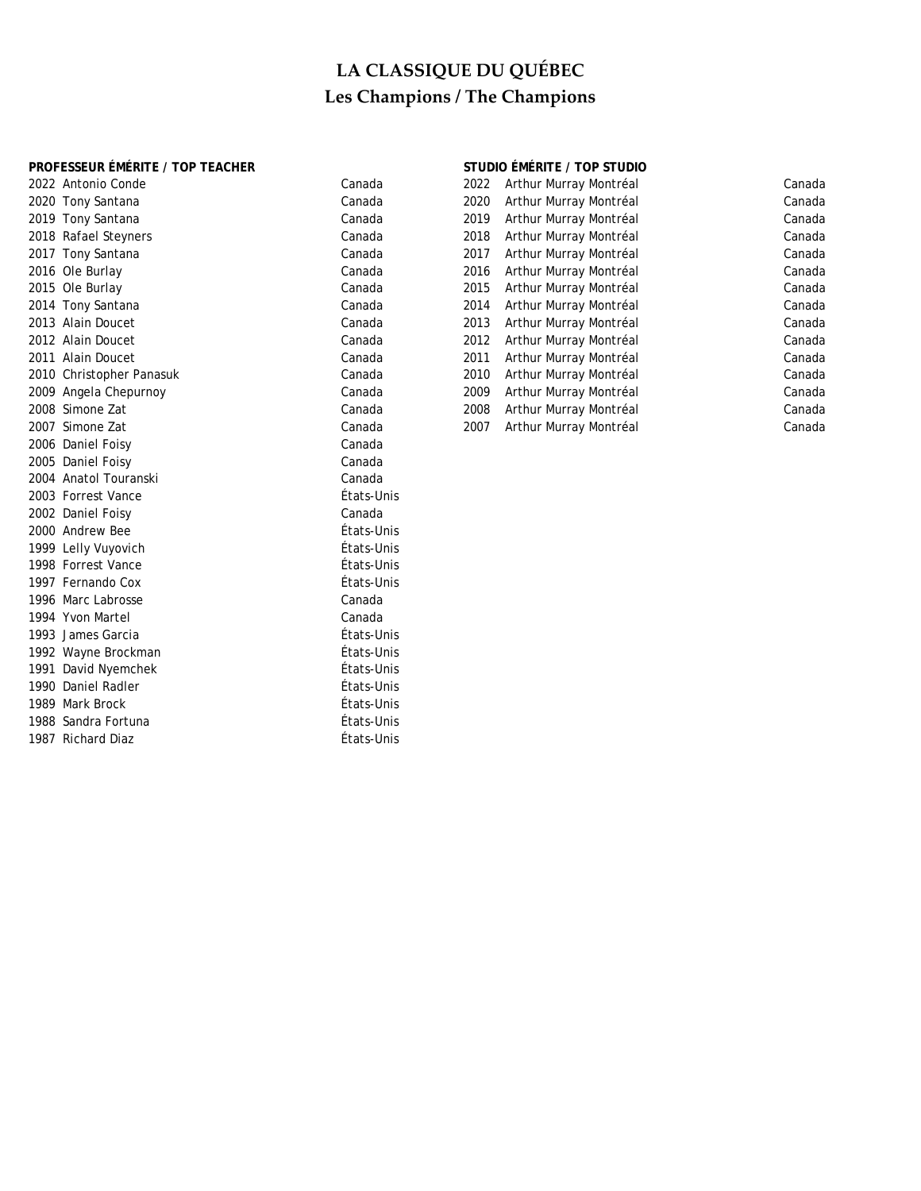# LA CLASSIQUE DU QUÉBEC

## Les Champions / The Champions

**PROFESSEUR ÉMÉRITE / TOP TEACHER**

| Year | Name | Country |
|---|---|---|
| 2022 | Antonio Conde | Canada |
| 2020 | Tony Santana | Canada |
| 2019 | Tony Santana | Canada |
| 2018 | Rafael Steyners | Canada |
| 2017 | Tony Santana | Canada |
| 2016 | Ole Burlay | Canada |
| 2015 | Ole Burlay | Canada |
| 2014 | Tony Santana | Canada |
| 2013 | Alain Doucet | Canada |
| 2012 | Alain Doucet | Canada |
| 2011 | Alain Doucet | Canada |
| 2010 | Christopher Panasuk | Canada |
| 2009 | Angela Chepurnoy | Canada |
| 2008 | Simone Zat | Canada |
| 2007 | Simone Zat | Canada |
| 2006 | Daniel Foisy | Canada |
| 2005 | Daniel Foisy | Canada |
| 2004 | Anatol Touranski | Canada |
| 2003 | Forrest Vance | États-Unis |
| 2002 | Daniel Foisy | Canada |
| 2000 | Andrew Bee | États-Unis |
| 1999 | Lelly Vuyovich | États-Unis |
| 1998 | Forrest Vance | États-Unis |
| 1997 | Fernando Cox | États-Unis |
| 1996 | Marc Labrosse | Canada |
| 1994 | Yvon Martel | Canada |
| 1993 | James Garcia | États-Unis |
| 1992 | Wayne Brockman | États-Unis |
| 1991 | David Nyemchek | États-Unis |
| 1990 | Daniel Radler | États-Unis |
| 1989 | Mark Brock | États-Unis |
| 1988 | Sandra Fortuna | États-Unis |
| 1987 | Richard Diaz | États-Unis |

**STUDIO ÉMÉRITE / TOP STUDIO**

| Year | Studio | Country |
|---|---|---|
| 2022 | Arthur Murray Montréal | Canada |
| 2020 | Arthur Murray Montréal | Canada |
| 2019 | Arthur Murray Montréal | Canada |
| 2018 | Arthur Murray Montréal | Canada |
| 2017 | Arthur Murray Montréal | Canada |
| 2016 | Arthur Murray Montréal | Canada |
| 2015 | Arthur Murray Montréal | Canada |
| 2014 | Arthur Murray Montréal | Canada |
| 2013 | Arthur Murray Montréal | Canada |
| 2012 | Arthur Murray Montréal | Canada |
| 2011 | Arthur Murray Montréal | Canada |
| 2010 | Arthur Murray Montréal | Canada |
| 2009 | Arthur Murray Montréal | Canada |
| 2008 | Arthur Murray Montréal | Canada |
| 2007 | Arthur Murray Montréal | Canada |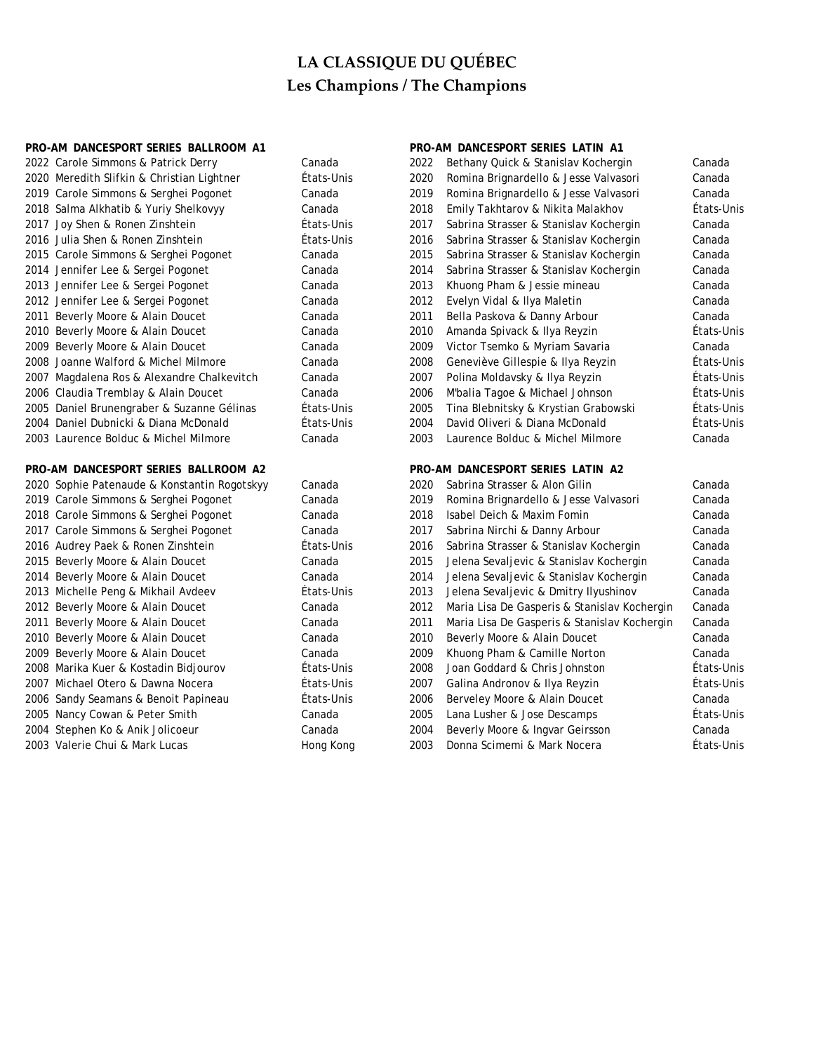# LA CLASSIQUE DU QUÉBEC
## Les Champions / The Champions

**PRO-AM DANCESPORT SERIES BALLROOM A1**

| Year | Champions | Country |
|---|---|---|
| 2022 | Carole Simmons & Patrick Derry | Canada |
| 2020 | Meredith Slifkin & Christian Lightner | États-Unis |
| 2019 | Carole Simmons & Serghei Pogonet | Canada |
| 2018 | Salma Alkhatib & Yuriy Shelkovyy | Canada |
| 2017 | Joy Shen & Ronen Zinshtein | États-Unis |
| 2016 | Julia Shen & Ronen Zinshtein | États-Unis |
| 2015 | Carole Simmons & Serghei Pogonet | Canada |
| 2014 | Jennifer Lee & Sergei Pogonet | Canada |
| 2013 | Jennifer Lee & Sergei Pogonet | Canada |
| 2012 | Jennifer Lee & Sergei Pogonet | Canada |
| 2011 | Beverly Moore & Alain Doucet | Canada |
| 2010 | Beverly Moore & Alain Doucet | Canada |
| 2009 | Beverly Moore & Alain Doucet | Canada |
| 2008 | Joanne Walford & Michel Milmore | Canada |
| 2007 | Magdalena Ros & Alexandre Chalkevitch | Canada |
| 2006 | Claudia Tremblay & Alain Doucet | Canada |
| 2005 | Daniel Brunengraber & Suzanne Gélinas | États-Unis |
| 2004 | Daniel Dubnicki & Diana McDonald | États-Unis |
| 2003 | Laurence Bolduc & Michel Milmore | Canada |

**PRO-AM DANCESPORT SERIES BALLROOM A2**

| Year | Champions | Country |
|---|---|---|
| 2020 | Sophie Patenaude & Konstantin Rogotskyy | Canada |
| 2019 | Carole Simmons & Serghei Pogonet | Canada |
| 2018 | Carole Simmons & Serghei Pogonet | Canada |
| 2017 | Carole Simmons & Serghei Pogonet | Canada |
| 2016 | Audrey Paek & Ronen Zinshtein | États-Unis |
| 2015 | Beverly Moore & Alain Doucet | Canada |
| 2014 | Beverly Moore & Alain Doucet | Canada |
| 2013 | Michelle Peng & Mikhail Avdeev | États-Unis |
| 2012 | Beverly Moore & Alain Doucet | Canada |
| 2011 | Beverly Moore & Alain Doucet | Canada |
| 2010 | Beverly Moore & Alain Doucet | Canada |
| 2009 | Beverly Moore & Alain Doucet | Canada |
| 2008 | Marika Kuer & Kostadin Bidjourov | États-Unis |
| 2007 | Michael Otero & Dawna Nocera | États-Unis |
| 2006 | Sandy Seamans & Benoit Papineau | États-Unis |
| 2005 | Nancy Cowan & Peter Smith | Canada |
| 2004 | Stephen Ko & Anik Jolicoeur | Canada |
| 2003 | Valerie Chui & Mark Lucas | Hong Kong |

**PRO-AM DANCESPORT SERIES LATIN A1**

| Year | Champions | Country |
|---|---|---|
| 2022 | Bethany Quick & Stanislav Kochergin | Canada |
| 2020 | Romina Brignardello & Jesse Valvasori | Canada |
| 2019 | Romina Brignardello & Jesse Valvasori | Canada |
| 2018 | Emily Takhtarov & Nikita Malakhov | États-Unis |
| 2017 | Sabrina Strasser & Stanislav Kochergin | Canada |
| 2016 | Sabrina Strasser & Stanislav Kochergin | Canada |
| 2015 | Sabrina Strasser & Stanislav Kochergin | Canada |
| 2014 | Sabrina Strasser & Stanislav Kochergin | Canada |
| 2013 | Khuong Pham & Jessie mineau | Canada |
| 2012 | Evelyn Vidal & Ilya Maletin | Canada |
| 2011 | Bella Paskova & Danny Arbour | Canada |
| 2010 | Amanda Spivack & Ilya Reyzin | États-Unis |
| 2009 | Victor Tsemko & Myriam Savaria | Canada |
| 2008 | Geneviève Gillespie & Ilya Reyzin | États-Unis |
| 2007 | Polina Moldavsky & Ilya Reyzin | États-Unis |
| 2006 | M'balia Tagoe & Michael Johnson | États-Unis |
| 2005 | Tina Blebnitsky & Krystian Grabowski | États-Unis |
| 2004 | David Oliveri & Diana McDonald | États-Unis |
| 2003 | Laurence Bolduc & Michel Milmore | Canada |

**PRO-AM DANCESPORT SERIES LATIN A2**

| Year | Champions | Country |
|---|---|---|
| 2020 | Sabrina Strasser & Alon Gilin | Canada |
| 2019 | Romina Brignardello & Jesse Valvasori | Canada |
| 2018 | Isabel Deich & Maxim Fomin | Canada |
| 2017 | Sabrina Nirchi & Danny Arbour | Canada |
| 2016 | Sabrina Strasser & Stanislav Kochergin | Canada |
| 2015 | Jelena Sevaljevic & Stanislav Kochergin | Canada |
| 2014 | Jelena Sevaljevic & Stanislav Kochergin | Canada |
| 2013 | Jelena Sevaljevic & Dmitry Ilyushinov | Canada |
| 2012 | Maria Lisa De Gasperis & Stanislav Kochergin | Canada |
| 2011 | Maria Lisa De Gasperis & Stanislav Kochergin | Canada |
| 2010 | Beverly Moore & Alain Doucet | Canada |
| 2009 | Khuong Pham & Camille Norton | Canada |
| 2008 | Joan Goddard & Chris Johnston | États-Unis |
| 2007 | Galina Andronov & Ilya Reyzin | États-Unis |
| 2006 | Berveley Moore & Alain Doucet | Canada |
| 2005 | Lana Lusher & Jose Descamps | États-Unis |
| 2004 | Beverly Moore & Ingvar Geirsson | Canada |
| 2003 | Donna Scimemi & Mark Nocera | États-Unis |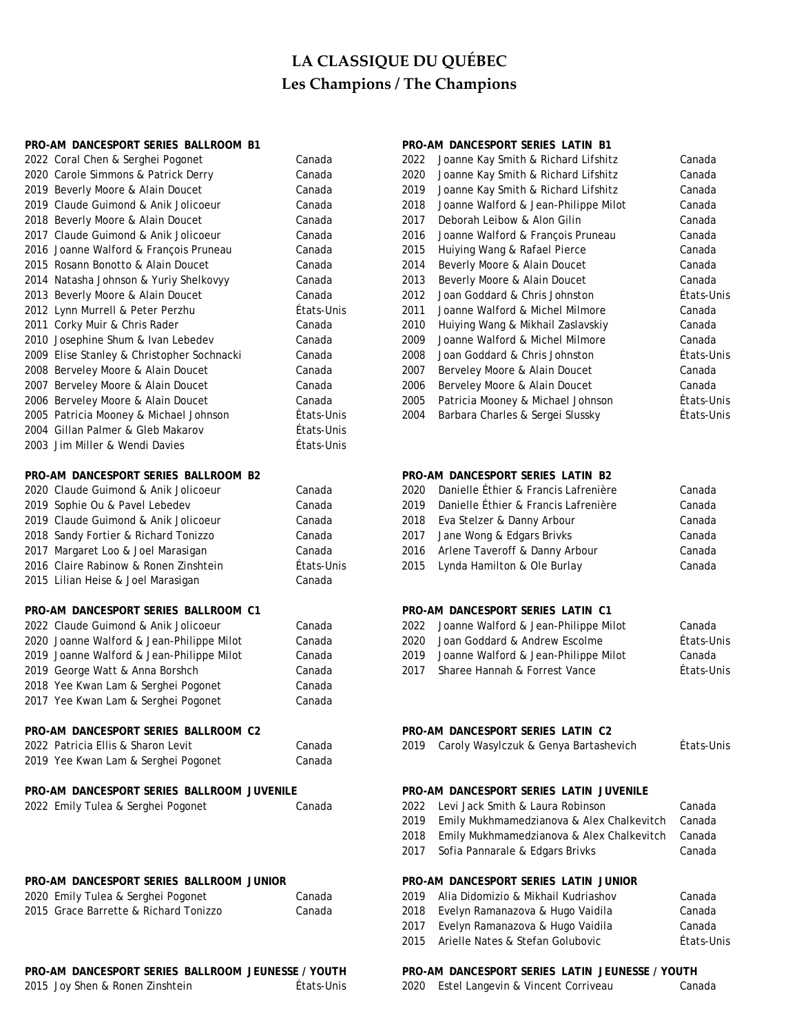# LA CLASSIQUE DU QUÉBEC
## Les Champions / The Champions

### PRO-AM DANCESPORT SERIES BALLROOM B1

| Year | Champions | Country |
|---|---|---|
| 2022 | Coral Chen & Serghei Pogonet | Canada |
| 2020 | Carole Simmons & Patrick Derry | Canada |
| 2019 | Beverly Moore & Alain Doucet | Canada |
| 2019 | Claude Guimond & Anik Jolicoeur | Canada |
| 2018 | Beverly Moore & Alain Doucet | Canada |
| 2017 | Claude Guimond & Anik Jolicoeur | Canada |
| 2016 | Joanne Walford & François Pruneau | Canada |
| 2015 | Rosann Bonotto & Alain Doucet | Canada |
| 2014 | Natasha Johnson & Yuriy Shelkovyy | Canada |
| 2013 | Beverly Moore & Alain Doucet | Canada |
| 2012 | Lynn Murrell & Peter Perzhu | États-Unis |
| 2011 | Corky Muir & Chris Rader | Canada |
| 2010 | Josephine Shum & Ivan Lebedev | Canada |
| 2009 | Elise Stanley & Christopher Sochnacki | Canada |
| 2008 | Berveley Moore & Alain Doucet | Canada |
| 2007 | Berveley Moore & Alain Doucet | Canada |
| 2006 | Berveley Moore & Alain Doucet | Canada |
| 2005 | Patricia Mooney & Michael Johnson | États-Unis |
| 2004 | Gillan Palmer & Gleb Makarov | États-Unis |
| 2003 | Jim Miller & Wendi Davies | États-Unis |

### PRO-AM DANCESPORT SERIES LATIN B1

| Year | Champions | Country |
|---|---|---|
| 2022 | Joanne Kay Smith & Richard Lifshitz | Canada |
| 2020 | Joanne Kay Smith & Richard Lifshitz | Canada |
| 2019 | Joanne Kay Smith & Richard Lifshitz | Canada |
| 2018 | Joanne Walford & Jean-Philippe Milot | Canada |
| 2017 | Deborah Leibow & Alon Gilin | Canada |
| 2016 | Joanne Walford & François Pruneau | Canada |
| 2015 | Huiying Wang & Rafael Pierce | Canada |
| 2014 | Beverly Moore & Alain Doucet | Canada |
| 2013 | Beverly Moore & Alain Doucet | Canada |
| 2012 | Joan Goddard & Chris Johnston | États-Unis |
| 2011 | Joanne Walford & Michel Milmore | Canada |
| 2010 | Huiying Wang & Mikhail Zaslavskiy | Canada |
| 2009 | Joanne Walford & Michel Milmore | Canada |
| 2008 | Joan Goddard & Chris Johnston | États-Unis |
| 2007 | Berveley Moore & Alain Doucet | Canada |
| 2006 | Berveley Moore & Alain Doucet | Canada |
| 2005 | Patricia Mooney & Michael Johnson | États-Unis |
| 2004 | Barbara Charles & Sergei Slussky | États-Unis |

### PRO-AM DANCESPORT SERIES BALLROOM B2

| Year | Champions | Country |
|---|---|---|
| 2020 | Claude Guimond & Anik Jolicoeur | Canada |
| 2019 | Sophie Ou & Pavel Lebedev | Canada |
| 2019 | Claude Guimond & Anik Jolicoeur | Canada |
| 2018 | Sandy Fortier & Richard Tonizzo | Canada |
| 2017 | Margaret Loo & Joel Marasigan | Canada |
| 2016 | Claire Rabinow & Ronen Zinshtein | États-Unis |
| 2015 | Lilian Heise & Joel Marasigan | Canada |

### PRO-AM DANCESPORT SERIES LATIN B2

| Year | Champions | Country |
|---|---|---|
| 2020 | Danielle Éthier & Francis Lafrenière | Canada |
| 2019 | Danielle Éthier & Francis Lafrenière | Canada |
| 2018 | Eva Stelzer & Danny Arbour | Canada |
| 2017 | Jane Wong & Edgars Brivks | Canada |
| 2016 | Arlene Taveroff & Danny Arbour | Canada |
| 2015 | Lynda Hamilton & Ole Burlay | Canada |

### PRO-AM DANCESPORT SERIES BALLROOM C1

| Year | Champions | Country |
|---|---|---|
| 2022 | Claude Guimond & Anik Jolicoeur | Canada |
| 2020 | Joanne Walford & Jean-Philippe Milot | Canada |
| 2019 | Joanne Walford & Jean-Philippe Milot | Canada |
| 2019 | George Watt & Anna Borshch | Canada |
| 2018 | Yee Kwan Lam & Serghei Pogonet | Canada |
| 2017 | Yee Kwan Lam & Serghei Pogonet | Canada |

### PRO-AM DANCESPORT SERIES LATIN C1

| Year | Champions | Country |
|---|---|---|
| 2022 | Joanne Walford & Jean-Philippe Milot | Canada |
| 2020 | Joan Goddard & Andrew Escolme | États-Unis |
| 2019 | Joanne Walford & Jean-Philippe Milot | Canada |
| 2017 | Sharee Hannah & Forrest Vance | États-Unis |

### PRO-AM DANCESPORT SERIES BALLROOM C2

| Year | Champions | Country |
|---|---|---|
| 2022 | Patricia Ellis & Sharon Levit | Canada |
| 2019 | Yee Kwan Lam & Serghei Pogonet | Canada |

### PRO-AM DANCESPORT SERIES LATIN C2

| Year | Champions | Country |
|---|---|---|
| 2019 | Caroly Wasylczuk & Genya Bartashevich | États-Unis |

### PRO-AM DANCESPORT SERIES BALLROOM JUVENILE

| Year | Champions | Country |
|---|---|---|
| 2022 | Emily Tulea & Serghei Pogonet | Canada |

### PRO-AM DANCESPORT SERIES LATIN JUVENILE

| Year | Champions | Country |
|---|---|---|
| 2022 | Levi Jack Smith & Laura Robinson | Canada |
| 2019 | Emily Mukhmamedzianova & Alex Chalkevitch | Canada |
| 2018 | Emily Mukhmamedzianova & Alex Chalkevitch | Canada |
| 2017 | Sofia Pannarale & Edgars Brivks | Canada |

### PRO-AM DANCESPORT SERIES BALLROOM JUNIOR

| Year | Champions | Country |
|---|---|---|
| 2020 | Emily Tulea & Serghei Pogonet | Canada |
| 2015 | Grace Barrette & Richard Tonizzo | Canada |

### PRO-AM DANCESPORT SERIES LATIN JUNIOR

| Year | Champions | Country |
|---|---|---|
| 2019 | Alia Didomizio & Mikhail Kudriashov | Canada |
| 2018 | Evelyn Ramanazova & Hugo Vaidila | Canada |
| 2017 | Evelyn Ramanazova & Hugo Vaidila | Canada |
| 2015 | Arielle Nates & Stefan Golubovic | États-Unis |

### PRO-AM DANCESPORT SERIES BALLROOM JEUNESSE / YOUTH

| Year | Champions | Country |
|---|---|---|
| 2015 | Joy Shen & Ronen Zinshtein | États-Unis |

### PRO-AM DANCESPORT SERIES LATIN JEUNESSE / YOUTH

| Year | Champions | Country |
|---|---|---|
| 2020 | Estel Langevin & Vincent Corriveau | Canada |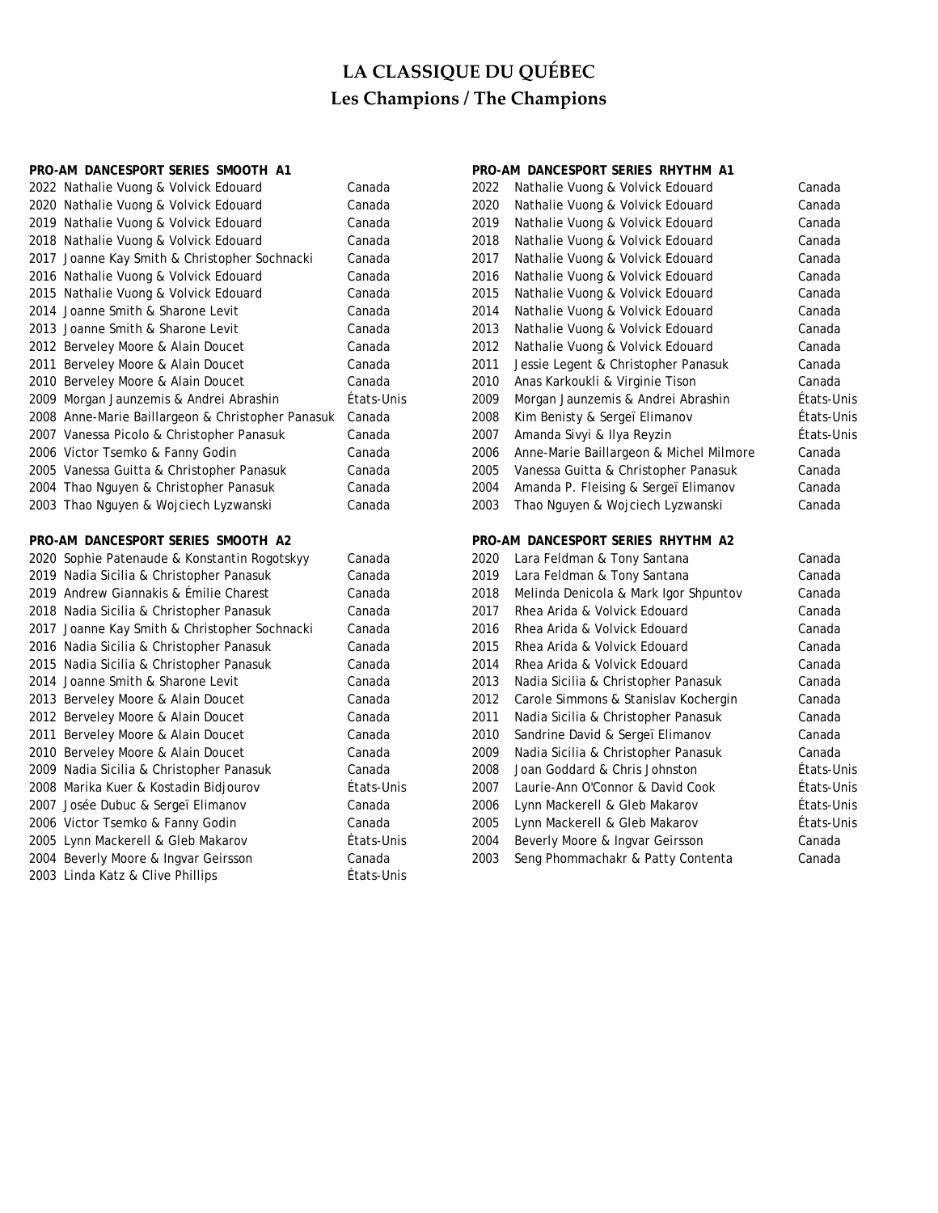# LA CLASSIQUE DU QUÉBEC

## Les Champions / The Champions

### PRO-AM DANCESPORT SERIES SMOOTH A1

| Year | Champions | Country |
|---|---|---|
| 2022 | Nathalie Vuong & Volvick Edouard | Canada |
| 2020 | Nathalie Vuong & Volvick Edouard | Canada |
| 2019 | Nathalie Vuong & Volvick Edouard | Canada |
| 2018 | Nathalie Vuong & Volvick Edouard | Canada |
| 2017 | Joanne Kay Smith & Christopher Sochnacki | Canada |
| 2016 | Nathalie Vuong & Volvick Edouard | Canada |
| 2015 | Nathalie Vuong & Volvick Edouard | Canada |
| 2014 | Joanne Smith & Sharone Levit | Canada |
| 2013 | Joanne Smith & Sharone Levit | Canada |
| 2012 | Berveley Moore & Alain Doucet | Canada |
| 2011 | Berveley Moore & Alain Doucet | Canada |
| 2010 | Berveley Moore & Alain Doucet | Canada |
| 2009 | Morgan Jaunzemis & Andrei Abrashin | États-Unis |
| 2008 | Anne-Marie Baillargeon & Christopher Panasuk | Canada |
| 2007 | Vanessa Picolo & Christopher Panasuk | Canada |
| 2006 | Victor Tsemko & Fanny Godin | Canada |
| 2005 | Vanessa Guitta & Christopher Panasuk | Canada |
| 2004 | Thao Nguyen & Christopher Panasuk | Canada |
| 2003 | Thao Nguyen & Wojciech Lyzwanski | Canada |

### PRO-AM DANCESPORT SERIES SMOOTH A2

| Year | Champions | Country |
|---|---|---|
| 2020 | Sophie Patenaude & Konstantin Rogotskyy | Canada |
| 2019 | Nadia Sicilia & Christopher Panasuk | Canada |
| 2019 | Andrew Giannakis & Émilie Charest | Canada |
| 2018 | Nadia Sicilia & Christopher Panasuk | Canada |
| 2017 | Joanne Kay Smith & Christopher Sochnacki | Canada |
| 2016 | Nadia Sicilia & Christopher Panasuk | Canada |
| 2015 | Nadia Sicilia & Christopher Panasuk | Canada |
| 2014 | Joanne Smith & Sharone Levit | Canada |
| 2013 | Berveley Moore & Alain Doucet | Canada |
| 2012 | Berveley Moore & Alain Doucet | Canada |
| 2011 | Berveley Moore & Alain Doucet | Canada |
| 2010 | Berveley Moore & Alain Doucet | Canada |
| 2009 | Nadia Sicilia & Christopher Panasuk | Canada |
| 2008 | Marika Kuer & Kostadin Bidjourov | États-Unis |
| 2007 | Josée Dubuc & Sergeï Elimanov | Canada |
| 2006 | Victor Tsemko & Fanny Godin | Canada |
| 2005 | Lynn Mackerell & Gleb Makarov | États-Unis |
| 2004 | Beverly Moore & Ingvar Geirsson | Canada |
| 2003 | Linda Katz & Clive Phillips | États-Unis |

### PRO-AM DANCESPORT SERIES RHYTHM A1

| Year | Champions | Country |
|---|---|---|
| 2022 | Nathalie Vuong & Volvick Edouard | Canada |
| 2020 | Nathalie Vuong & Volvick Edouard | Canada |
| 2019 | Nathalie Vuong & Volvick Edouard | Canada |
| 2018 | Nathalie Vuong & Volvick Edouard | Canada |
| 2017 | Nathalie Vuong & Volvick Edouard | Canada |
| 2016 | Nathalie Vuong & Volvick Edouard | Canada |
| 2015 | Nathalie Vuong & Volvick Edouard | Canada |
| 2014 | Nathalie Vuong & Volvick Edouard | Canada |
| 2013 | Nathalie Vuong & Volvick Edouard | Canada |
| 2012 | Nathalie Vuong & Volvick Edouard | Canada |
| 2011 | Jessie Legent & Christopher Panasuk | Canada |
| 2010 | Anas Karkoukli & Virginie Tison | Canada |
| 2009 | Morgan Jaunzemis & Andrei Abrashin | États-Unis |
| 2008 | Kim Benisty & Sergeï Elimanov | États-Unis |
| 2007 | Amanda Sivyi & Ilya Reyzin | États-Unis |
| 2006 | Anne-Marie Baillargeon & Michel Milmore | Canada |
| 2005 | Vanessa Guitta & Christopher Panasuk | Canada |
| 2004 | Amanda P. Fleising & Sergeï Elimanov | Canada |
| 2003 | Thao Nguyen & Wojciech Lyzwanski | Canada |

### PRO-AM DANCESPORT SERIES RHYTHM A2

| Year | Champions | Country |
|---|---|---|
| 2020 | Lara Feldman & Tony Santana | Canada |
| 2019 | Lara Feldman & Tony Santana | Canada |
| 2018 | Melinda Denicola & Mark Igor Shpuntov | Canada |
| 2017 | Rhea Arida & Volvick Edouard | Canada |
| 2016 | Rhea Arida & Volvick Edouard | Canada |
| 2015 | Rhea Arida & Volvick Edouard | Canada |
| 2014 | Rhea Arida & Volvick Edouard | Canada |
| 2013 | Nadia Sicilia & Christopher Panasuk | Canada |
| 2012 | Carole Simmons & Stanislav Kochergin | Canada |
| 2011 | Nadia Sicilia & Christopher Panasuk | Canada |
| 2010 | Sandrine David & Sergeï Elimanov | Canada |
| 2009 | Nadia Sicilia & Christopher Panasuk | Canada |
| 2008 | Joan Goddard & Chris Johnston | États-Unis |
| 2007 | Laurie-Ann O'Connor & David Cook | États-Unis |
| 2006 | Lynn Mackerell & Gleb Makarov | États-Unis |
| 2005 | Lynn Mackerell & Gleb Makarov | États-Unis |
| 2004 | Beverly Moore & Ingvar Geirsson | Canada |
| 2003 | Seng Phommachakr & Patty Contenta | Canada |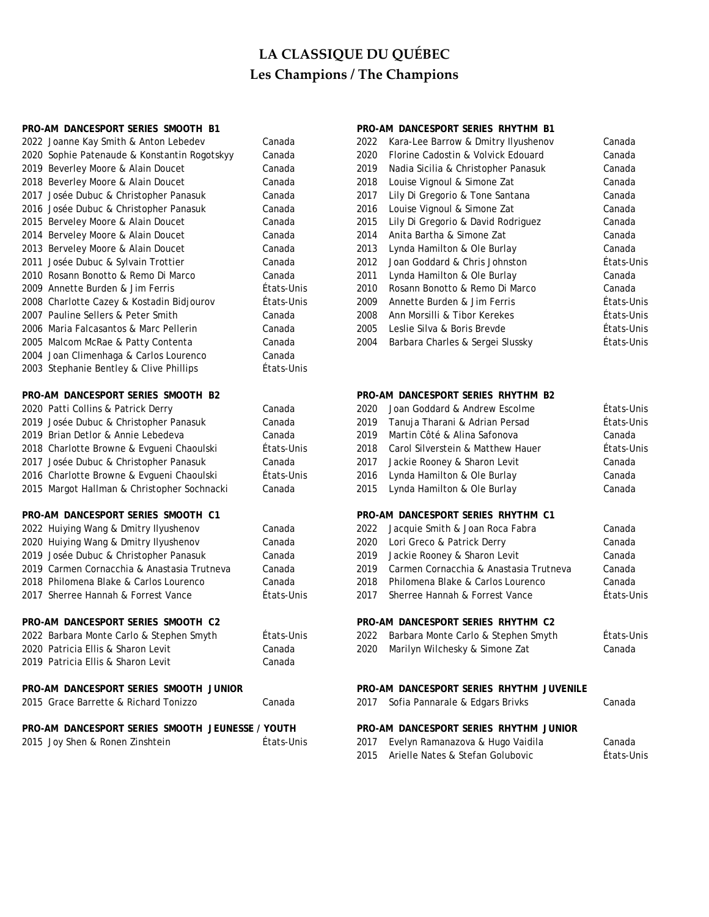# LA CLASSIQUE DU QUÉBEC

## Les Champions / The Champions

### PRO-AM DANCESPORT SERIES SMOOTH B1

| Year | Champions | Country |
|---|---|---|
| 2022 | Joanne Kay Smith & Anton Lebedev | Canada |
| 2020 | Sophie Patenaude & Konstantin Rogotskyy | Canada |
| 2019 | Beverley Moore & Alain Doucet | Canada |
| 2018 | Beverley Moore & Alain Doucet | Canada |
| 2017 | Josée Dubuc & Christopher Panasuk | Canada |
| 2016 | Josée Dubuc & Christopher Panasuk | Canada |
| 2015 | Berveley Moore & Alain Doucet | Canada |
| 2014 | Berveley Moore & Alain Doucet | Canada |
| 2013 | Berveley Moore & Alain Doucet | Canada |
| 2011 | Josée Dubuc & Sylvain Trottier | Canada |
| 2010 | Rosann Bonotto & Remo Di Marco | Canada |
| 2009 | Annette Burden & Jim Ferris | États-Unis |
| 2008 | Charlotte Cazey & Kostadin Bidjourov | États-Unis |
| 2007 | Pauline Sellers & Peter Smith | Canada |
| 2006 | Maria Falcasantos & Marc Pellerin | Canada |
| 2005 | Malcom McRae & Patty Contenta | Canada |
| 2004 | Joan Climenhaga & Carlos Lourenco | Canada |
| 2003 | Stephanie Bentley & Clive Phillips | États-Unis |

### PRO-AM DANCESPORT SERIES SMOOTH B2

| Year | Champions | Country |
|---|---|---|
| 2020 | Patti Collins & Patrick Derry | Canada |
| 2019 | Josée Dubuc & Christopher Panasuk | Canada |
| 2019 | Brian Detlor & Annie Lebedeva | Canada |
| 2018 | Charlotte Browne & Evgueni Chaoulski | États-Unis |
| 2017 | Josée Dubuc & Christopher Panasuk | Canada |
| 2016 | Charlotte Browne & Evgueni Chaoulski | États-Unis |
| 2015 | Margot Hallman & Christopher Sochnacki | Canada |

### PRO-AM DANCESPORT SERIES SMOOTH C1

| Year | Champions | Country |
|---|---|---|
| 2022 | Huiying Wang & Dmitry Ilyushenov | Canada |
| 2020 | Huiying Wang & Dmitry Ilyushenov | Canada |
| 2019 | Josée Dubuc & Christopher Panasuk | Canada |
| 2019 | Carmen Cornacchia & Anastasia Trutneva | Canada |
| 2018 | Philomena Blake & Carlos Lourenco | Canada |
| 2017 | Sherree Hannah & Forrest Vance | États-Unis |

### PRO-AM DANCESPORT SERIES SMOOTH C2

| Year | Champions | Country |
|---|---|---|
| 2022 | Barbara Monte Carlo & Stephen Smyth | États-Unis |
| 2020 | Patricia Ellis & Sharon Levit | Canada |
| 2019 | Patricia Ellis & Sharon Levit | Canada |

### PRO-AM DANCESPORT SERIES SMOOTH JUNIOR

| Year | Champions | Country |
|---|---|---|
| 2015 | Grace Barrette & Richard Tonizzo | Canada |

### PRO-AM DANCESPORT SERIES SMOOTH JEUNESSE / YOUTH

| Year | Champions | Country |
|---|---|---|
| 2015 | Joy Shen & Ronen Zinshtein | États-Unis |

### PRO-AM DANCESPORT SERIES RHYTHM B1

| Year | Champions | Country |
|---|---|---|
| 2022 | Kara-Lee Barrow & Dmitry Ilyushenov | Canada |
| 2020 | Florine Cadostin & Volvick Edouard | Canada |
| 2019 | Nadia Sicilia & Christopher Panasuk | Canada |
| 2018 | Louise Vignoul & Simone Zat | Canada |
| 2017 | Lily Di Gregorio & Tone Santana | Canada |
| 2016 | Louise Vignoul & Simone Zat | Canada |
| 2015 | Lily Di Gregorio & David Rodriguez | Canada |
| 2014 | Anita Bartha & Simone Zat | Canada |
| 2013 | Lynda Hamilton & Ole Burlay | Canada |
| 2012 | Joan Goddard & Chris Johnston | États-Unis |
| 2011 | Lynda Hamilton & Ole Burlay | Canada |
| 2010 | Rosann Bonotto & Remo Di Marco | Canada |
| 2009 | Annette Burden & Jim Ferris | États-Unis |
| 2008 | Ann Morsilli & Tibor Kerekes | États-Unis |
| 2005 | Leslie Silva & Boris Brevde | États-Unis |
| 2004 | Barbara Charles & Sergei Slussky | États-Unis |

### PRO-AM DANCESPORT SERIES RHYTHM B2

| Year | Champions | Country |
|---|---|---|
| 2020 | Joan Goddard & Andrew Escolme | États-Unis |
| 2019 | Tanuja Tharani & Adrian Persad | États-Unis |
| 2019 | Martin Côté & Alina Safonova | Canada |
| 2018 | Carol Silverstein & Matthew Hauer | États-Unis |
| 2017 | Jackie Rooney & Sharon Levit | Canada |
| 2016 | Lynda Hamilton & Ole Burlay | Canada |
| 2015 | Lynda Hamilton & Ole Burlay | Canada |

### PRO-AM DANCESPORT SERIES RHYTHM C1

| Year | Champions | Country |
|---|---|---|
| 2022 | Jacquie Smith & Joan Roca Fabra | Canada |
| 2020 | Lori Greco & Patrick Derry | Canada |
| 2019 | Jackie Rooney & Sharon Levit | Canada |
| 2019 | Carmen Cornacchia & Anastasia Trutneva | Canada |
| 2018 | Philomena Blake & Carlos Lourenco | Canada |
| 2017 | Sherree Hannah & Forrest Vance | États-Unis |

### PRO-AM DANCESPORT SERIES RHYTHM C2

| Year | Champions | Country |
|---|---|---|
| 2022 | Barbara Monte Carlo & Stephen Smyth | États-Unis |
| 2020 | Marilyn Wilchesky & Simone Zat | Canada |

### PRO-AM DANCESPORT SERIES RHYTHM JUVENILE

| Year | Champions | Country |
|---|---|---|
| 2017 | Sofia Pannarale & Edgars Brivks | Canada |

### PRO-AM DANCESPORT SERIES RHYTHM JUNIOR

| Year | Champions | Country |
|---|---|---|
| 2017 | Evelyn Ramanazova & Hugo Vaidila | Canada |
| 2015 | Arielle Nates & Stefan Golubovic | États-Unis |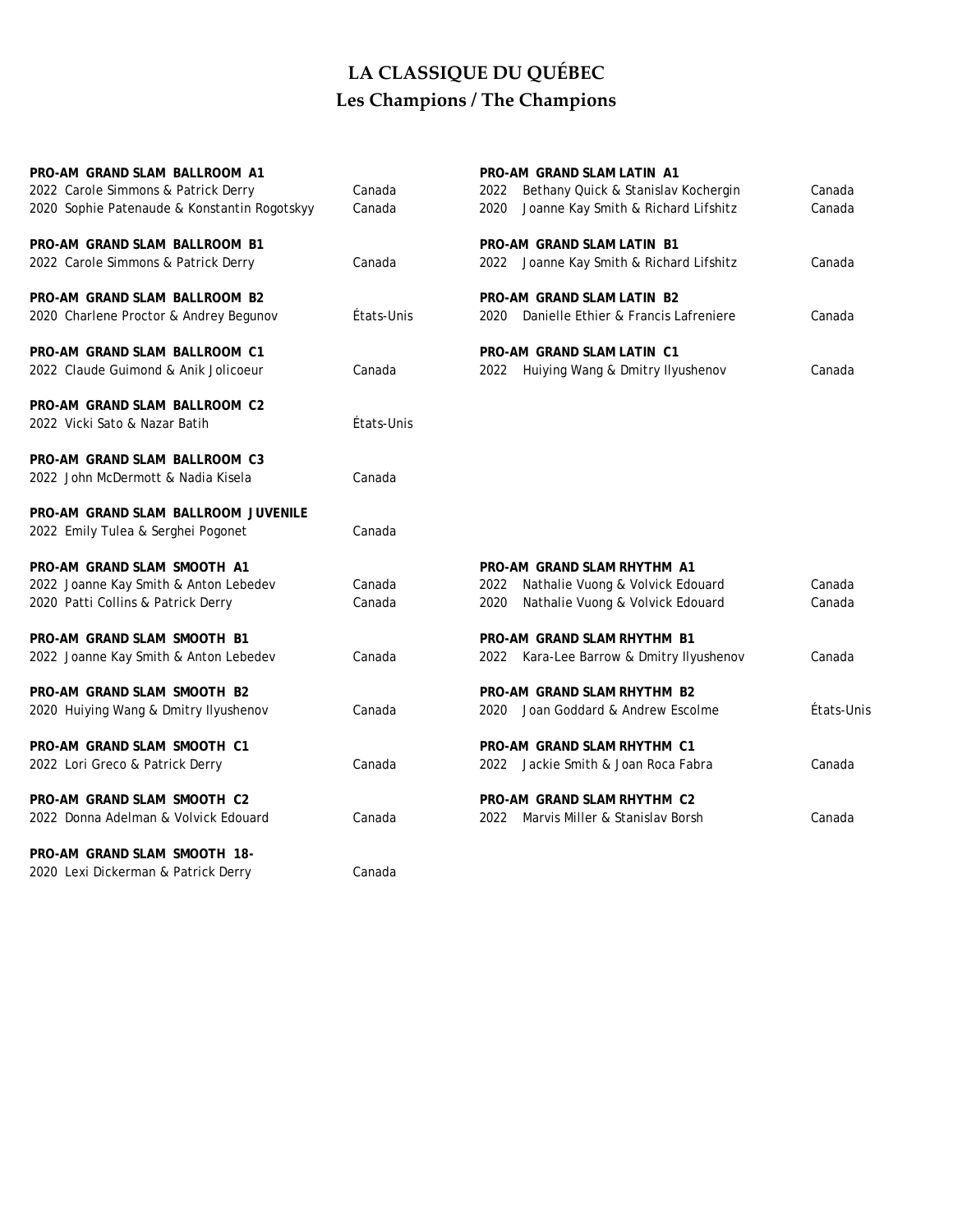# LA CLASSIQUE DU QUÉBEC

## Les Champions / The Champions

**PRO-AM GRAND SLAM BALLROOM A1**

| | | |
|---|---|---|
| 2022 | Carole Simmons & Patrick Derry | Canada |
| 2020 | Sophie Patenaude & Konstantin Rogotskyy | Canada |

**PRO-AM GRAND SLAM BALLROOM B1**

| | | |
|---|---|---|
| 2022 | Carole Simmons & Patrick Derry | Canada |

**PRO-AM GRAND SLAM BALLROOM B2**

| | | |
|---|---|---|
| 2020 | Charlene Proctor & Andrey Begunov | États-Unis |

**PRO-AM GRAND SLAM BALLROOM C1**

| | | |
|---|---|---|
| 2022 | Claude Guimond & Anik Jolicoeur | Canada |

**PRO-AM GRAND SLAM BALLROOM C2**

| | | |
|---|---|---|
| 2022 | Vicki Sato & Nazar Batih | États-Unis |

**PRO-AM GRAND SLAM BALLROOM C3**

| | | |
|---|---|---|
| 2022 | John McDermott & Nadia Kisela | Canada |

**PRO-AM GRAND SLAM BALLROOM JUVENILE**

| | | |
|---|---|---|
| 2022 | Emily Tulea & Serghei Pogonet | Canada |

**PRO-AM GRAND SLAM SMOOTH A1**

| | | |
|---|---|---|
| 2022 | Joanne Kay Smith & Anton Lebedev | Canada |
| 2020 | Patti Collins & Patrick Derry | Canada |

**PRO-AM GRAND SLAM SMOOTH B1**

| | | |
|---|---|---|
| 2022 | Joanne Kay Smith & Anton Lebedev | Canada |

**PRO-AM GRAND SLAM SMOOTH B2**

| | | |
|---|---|---|
| 2020 | Huiying Wang & Dmitry Ilyushenov | Canada |

**PRO-AM GRAND SLAM SMOOTH C1**

| | | |
|---|---|---|
| 2022 | Lori Greco & Patrick Derry | Canada |

**PRO-AM GRAND SLAM SMOOTH C2**

| | | |
|---|---|---|
| 2022 | Donna Adelman & Volvick Edouard | Canada |

**PRO-AM GRAND SLAM SMOOTH 18-**

| | | |
|---|---|---|
| 2020 | Lexi Dickerman & Patrick Derry | Canada |

**PRO-AM GRAND SLAM LATIN A1**

| | | |
|---|---|---|
| 2022 | Bethany Quick & Stanislav Kochergin | Canada |
| 2020 | Joanne Kay Smith & Richard Lifshitz | Canada |

**PRO-AM GRAND SLAM LATIN B1**

| | | |
|---|---|---|
| 2022 | Joanne Kay Smith & Richard Lifshitz | Canada |

**PRO-AM GRAND SLAM LATIN B2**

| | | |
|---|---|---|
| 2020 | Danielle Ethier & Francis Lafreniere | Canada |

**PRO-AM GRAND SLAM LATIN C1**

| | | |
|---|---|---|
| 2022 | Huiying Wang & Dmitry Ilyushenov | Canada |

**PRO-AM GRAND SLAM RHYTHM A1**

| | | |
|---|---|---|
| 2022 | Nathalie Vuong & Volvick Edouard | Canada |
| 2020 | Nathalie Vuong & Volvick Edouard | Canada |

**PRO-AM GRAND SLAM RHYTHM B1**

| | | |
|---|---|---|
| 2022 | Kara-Lee Barrow & Dmitry Ilyushenov | Canada |

**PRO-AM GRAND SLAM RHYTHM B2**

| | | |
|---|---|---|
| 2020 | Joan Goddard & Andrew Escolme | États-Unis |

**PRO-AM GRAND SLAM RHYTHM C1**

| | | |
|---|---|---|
| 2022 | Jackie Smith & Joan Roca Fabra | Canada |

**PRO-AM GRAND SLAM RHYTHM C2**

| | | |
|---|---|---|
| 2022 | Marvis Miller & Stanislav Borsh | Canada |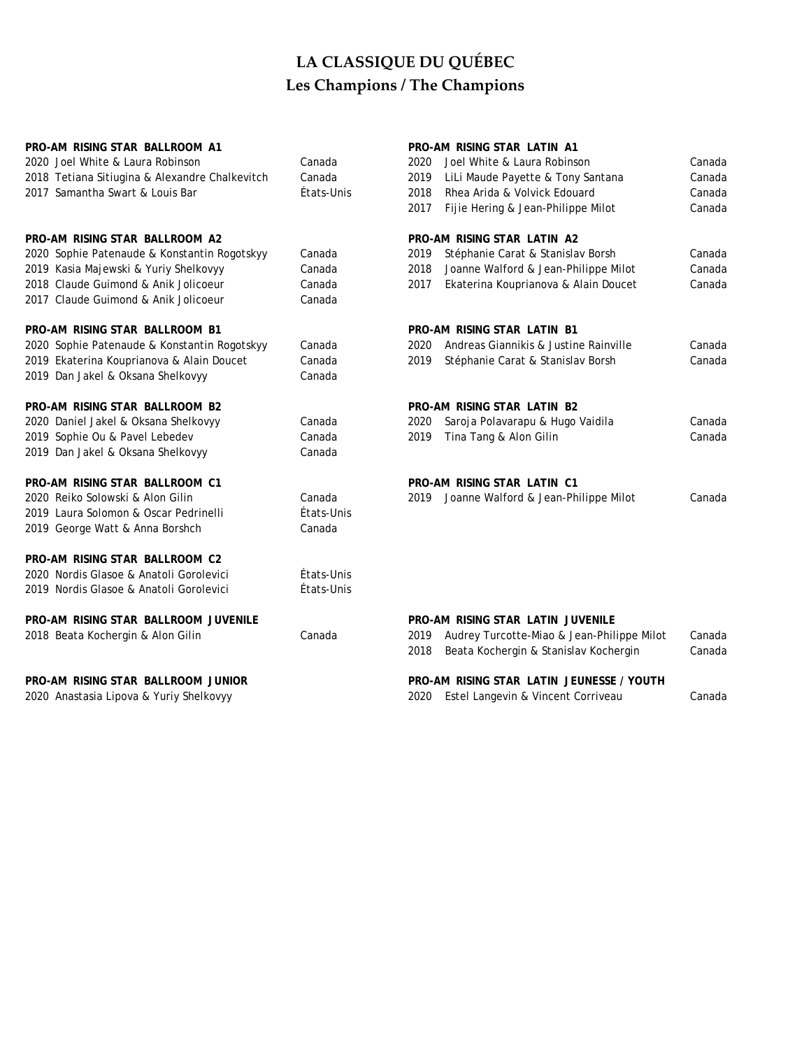# LA CLASSIQUE DU QUÉBEC

## Les Champions / The Champions

**PRO-AM RISING STAR BALLROOM A1**

| | | |
|---|---|---|
| 2020 | Joel White & Laura Robinson | Canada |
| 2018 | Tetiana Sitiugina & Alexandre Chalkevitch | Canada |
| 2017 | Samantha Swart & Louis Bar | États-Unis |

**PRO-AM RISING STAR BALLROOM A2**

| | | |
|---|---|---|
| 2020 | Sophie Patenaude & Konstantin Rogotskyy | Canada |
| 2019 | Kasia Majewski & Yuriy Shelkovyy | Canada |
| 2018 | Claude Guimond & Anik Jolicoeur | Canada |
| 2017 | Claude Guimond & Anik Jolicoeur | Canada |

**PRO-AM RISING STAR BALLROOM B1**

| | | |
|---|---|---|
| 2020 | Sophie Patenaude & Konstantin Rogotskyy | Canada |
| 2019 | Ekaterina Kouprianova & Alain Doucet | Canada |
| 2019 | Dan Jakel & Oksana Shelkovyy | Canada |

**PRO-AM RISING STAR BALLROOM B2**

| | | |
|---|---|---|
| 2020 | Daniel Jakel & Oksana Shelkovyy | Canada |
| 2019 | Sophie Ou & Pavel Lebedev | Canada |
| 2019 | Dan Jakel & Oksana Shelkovyy | Canada |

**PRO-AM RISING STAR BALLROOM C1**

| | | |
|---|---|---|
| 2020 | Reiko Solowski & Alon Gilin | Canada |
| 2019 | Laura Solomon & Oscar Pedrinelli | États-Unis |
| 2019 | George Watt & Anna Borshch | Canada |

**PRO-AM RISING STAR BALLROOM C2**

| | | |
|---|---|---|
| 2020 | Nordis Glasoe & Anatoli Gorolevici | États-Unis |
| 2019 | Nordis Glasoe & Anatoli Gorolevici | États-Unis |

**PRO-AM RISING STAR BALLROOM JUVENILE**

| | | |
|---|---|---|
| 2018 | Beata Kochergin & Alon Gilin | Canada |

**PRO-AM RISING STAR BALLROOM JUNIOR**

| | | |
|---|---|---|
| 2020 | Anastasia Lipova & Yuriy Shelkovyy | |

**PRO-AM RISING STAR LATIN A1**

| | | |
|---|---|---|
| 2020 | Joel White & Laura Robinson | Canada |
| 2019 | LiLi Maude Payette & Tony Santana | Canada |
| 2018 | Rhea Arida & Volvick Edouard | Canada |
| 2017 | Fijie Hering & Jean-Philippe Milot | Canada |

**PRO-AM RISING STAR LATIN A2**

| | | |
|---|---|---|
| 2019 | Stéphanie Carat & Stanislav Borsh | Canada |
| 2018 | Joanne Walford & Jean-Philippe Milot | Canada |
| 2017 | Ekaterina Kouprianova & Alain Doucet | Canada |

**PRO-AM RISING STAR LATIN B1**

| | | |
|---|---|---|
| 2020 | Andreas Giannikis & Justine Rainville | Canada |
| 2019 | Stéphanie Carat & Stanislav Borsh | Canada |

**PRO-AM RISING STAR LATIN B2**

| | | |
|---|---|---|
| 2020 | Saroja Polavarapu & Hugo Vaidila | Canada |
| 2019 | Tina Tang & Alon Gilin | Canada |

**PRO-AM RISING STAR LATIN C1**

| | | |
|---|---|---|
| 2019 | Joanne Walford & Jean-Philippe Milot | Canada |

**PRO-AM RISING STAR LATIN JUVENILE**

| | | |
|---|---|---|
| 2019 | Audrey Turcotte-Miao & Jean-Philippe Milot | Canada |
| 2018 | Beata Kochergin & Stanislav Kochergin | Canada |

**PRO-AM RISING STAR LATIN JEUNESSE / YOUTH**

| | | |
|---|---|---|
| 2020 | Estel Langevin & Vincent Corriveau | Canada |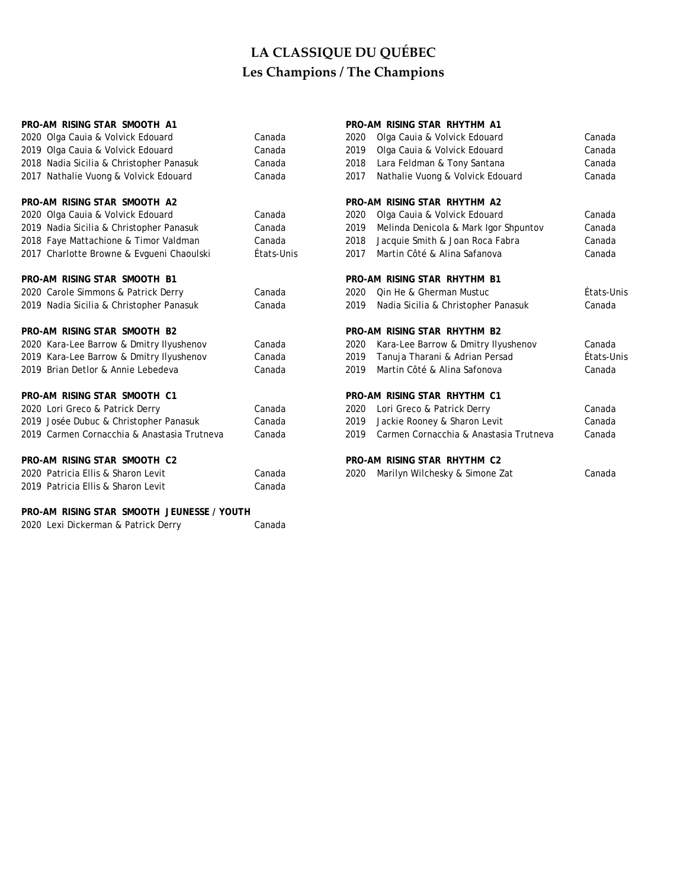# LA CLASSIQUE DU QUÉBEC

## Les Champions / The Champions

**PRO-AM RISING STAR SMOOTH A1**

| | | |
|---|---|---|
| 2020 | Olga Cauia & Volvick Edouard | Canada |
| 2019 | Olga Cauia & Volvick Edouard | Canada |
| 2018 | Nadia Sicilia & Christopher Panasuk | Canada |
| 2017 | Nathalie Vuong & Volvick Edouard | Canada |

**PRO-AM RISING STAR SMOOTH A2**

| | | |
|---|---|---|
| 2020 | Olga Cauia & Volvick Edouard | Canada |
| 2019 | Nadia Sicilia & Christopher Panasuk | Canada |
| 2018 | Faye Mattachione & Timor Valdman | Canada |
| 2017 | Charlotte Browne & Evgueni Chaoulski | États-Unis |

**PRO-AM RISING STAR SMOOTH B1**

| | | |
|---|---|---|
| 2020 | Carole Simmons & Patrick Derry | Canada |
| 2019 | Nadia Sicilia & Christopher Panasuk | Canada |

**PRO-AM RISING STAR SMOOTH B2**

| | | |
|---|---|---|
| 2020 | Kara-Lee Barrow & Dmitry Ilyushenov | Canada |
| 2019 | Kara-Lee Barrow & Dmitry Ilyushenov | Canada |
| 2019 | Brian Detlor & Annie Lebedeva | Canada |

**PRO-AM RISING STAR SMOOTH C1**

| | | |
|---|---|---|
| 2020 | Lori Greco & Patrick Derry | Canada |
| 2019 | Josée Dubuc & Christopher Panasuk | Canada |
| 2019 | Carmen Cornacchia & Anastasia Trutneva | Canada |

**PRO-AM RISING STAR SMOOTH C2**

| | | |
|---|---|---|
| 2020 | Patricia Ellis & Sharon Levit | Canada |
| 2019 | Patricia Ellis & Sharon Levit | Canada |

**PRO-AM RISING STAR SMOOTH JEUNESSE / YOUTH**

| | | |
|---|---|---|
| 2020 | Lexi Dickerman & Patrick Derry | Canada |

**PRO-AM RISING STAR RHYTHM A1**

| | | |
|---|---|---|
| 2020 | Olga Cauia & Volvick Edouard | Canada |
| 2019 | Olga Cauia & Volvick Edouard | Canada |
| 2018 | Lara Feldman & Tony Santana | Canada |
| 2017 | Nathalie Vuong & Volvick Edouard | Canada |

**PRO-AM RISING STAR RHYTHM A2**

| | | |
|---|---|---|
| 2020 | Olga Cauia & Volvick Edouard | Canada |
| 2019 | Melinda Denicola & Mark Igor Shpuntov | Canada |
| 2018 | Jacquie Smith & Joan Roca Fabra | Canada |
| 2017 | Martin Côté & Alina Safanova | Canada |

**PRO-AM RISING STAR RHYTHM B1**

| | | |
|---|---|---|
| 2020 | Qin He & Gherman Mustuc | États-Unis |
| 2019 | Nadia Sicilia & Christopher Panasuk | Canada |

**PRO-AM RISING STAR RHYTHM B2**

| | | |
|---|---|---|
| 2020 | Kara-Lee Barrow & Dmitry Ilyushenov | Canada |
| 2019 | Tanuja Tharani & Adrian Persad | États-Unis |
| 2019 | Martin Côté & Alina Safonova | Canada |

**PRO-AM RISING STAR RHYTHM C1**

| | | |
|---|---|---|
| 2020 | Lori Greco & Patrick Derry | Canada |
| 2019 | Jackie Rooney & Sharon Levit | Canada |
| 2019 | Carmen Cornacchia & Anastasia Trutneva | Canada |

**PRO-AM RISING STAR RHYTHM C2**

| | | |
|---|---|---|
| 2020 | Marilyn Wilchesky & Simone Zat | Canada |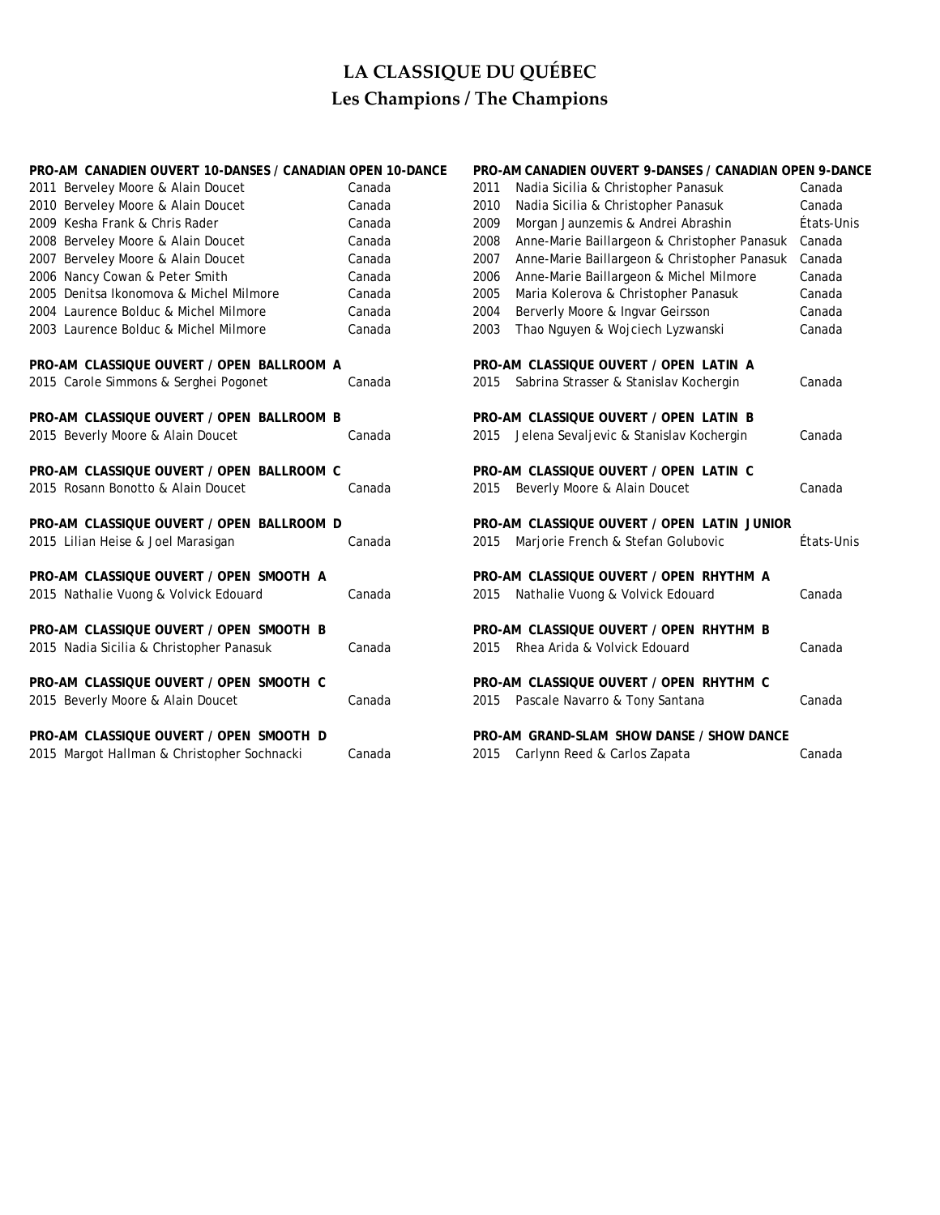# LA CLASSIQUE DU QUÉBEC

## Les Champions / The Champions

**PRO-AM CANADIEN OUVERT 10-DANSES / CANADIAN OPEN 10-DANCE**

| | | |
|---|---|---|
| 2011 | Berveley Moore & Alain Doucet | Canada |
| 2010 | Berveley Moore & Alain Doucet | Canada |
| 2009 | Kesha Frank & Chris Rader | Canada |
| 2008 | Berveley Moore & Alain Doucet | Canada |
| 2007 | Berveley Moore & Alain Doucet | Canada |
| 2006 | Nancy Cowan & Peter Smith | Canada |
| 2005 | Denitsa Ikonomova & Michel Milmore | Canada |
| 2004 | Laurence Bolduc & Michel Milmore | Canada |
| 2003 | Laurence Bolduc & Michel Milmore | Canada |

**PRO-AM CLASSIQUE OUVERT / OPEN BALLROOM A**

2015 Carole Simmons & Serghei Pogonet — Canada

**PRO-AM CLASSIQUE OUVERT / OPEN BALLROOM B**

2015 Beverly Moore & Alain Doucet — Canada

**PRO-AM CLASSIQUE OUVERT / OPEN BALLROOM C**

2015 Rosann Bonotto & Alain Doucet — Canada

**PRO-AM CLASSIQUE OUVERT / OPEN BALLROOM D**

2015 Lilian Heise & Joel Marasigan — Canada

**PRO-AM CLASSIQUE OUVERT / OPEN SMOOTH A**

2015 Nathalie Vuong & Volvick Edouard — Canada

**PRO-AM CLASSIQUE OUVERT / OPEN SMOOTH B**

2015 Nadia Sicilia & Christopher Panasuk — Canada

**PRO-AM CLASSIQUE OUVERT / OPEN SMOOTH C**

2015 Beverly Moore & Alain Doucet — Canada

**PRO-AM CLASSIQUE OUVERT / OPEN SMOOTH D**

2015 Margot Hallman & Christopher Sochnacki — Canada

**PRO-AM CANADIEN OUVERT 9-DANSES / CANADIAN OPEN 9-DANCE**

| | | |
|---|---|---|
| 2011 | Nadia Sicilia & Christopher Panasuk | Canada |
| 2010 | Nadia Sicilia & Christopher Panasuk | Canada |
| 2009 | Morgan Jaunzemis & Andrei Abrashin | États-Unis |
| 2008 | Anne-Marie Baillargeon & Christopher Panasuk | Canada |
| 2007 | Anne-Marie Baillargeon & Christopher Panasuk | Canada |
| 2006 | Anne-Marie Baillargeon & Michel Milmore | Canada |
| 2005 | Maria Kolerova & Christopher Panasuk | Canada |
| 2004 | Berverly Moore & Ingvar Geirsson | Canada |
| 2003 | Thao Nguyen & Wojciech Lyzwanski | Canada |

**PRO-AM CLASSIQUE OUVERT / OPEN LATIN A**

2015 Sabrina Strasser & Stanislav Kochergin — Canada

**PRO-AM CLASSIQUE OUVERT / OPEN LATIN B**

2015 Jelena Sevaljevic & Stanislav Kochergin — Canada

**PRO-AM CLASSIQUE OUVERT / OPEN LATIN C**

2015 Beverly Moore & Alain Doucet — Canada

**PRO-AM CLASSIQUE OUVERT / OPEN LATIN JUNIOR**

2015 Marjorie French & Stefan Golubovic — États-Unis

**PRO-AM CLASSIQUE OUVERT / OPEN RHYTHM A**

2015 Nathalie Vuong & Volvick Edouard — Canada

**PRO-AM CLASSIQUE OUVERT / OPEN RHYTHM B**

2015 Rhea Arida & Volvick Edouard — Canada

**PRO-AM CLASSIQUE OUVERT / OPEN RHYTHM C**

2015 Pascale Navarro & Tony Santana — Canada

**PRO-AM GRAND-SLAM SHOW DANSE / SHOW DANCE**

2015 Carlynn Reed & Carlos Zapata — Canada